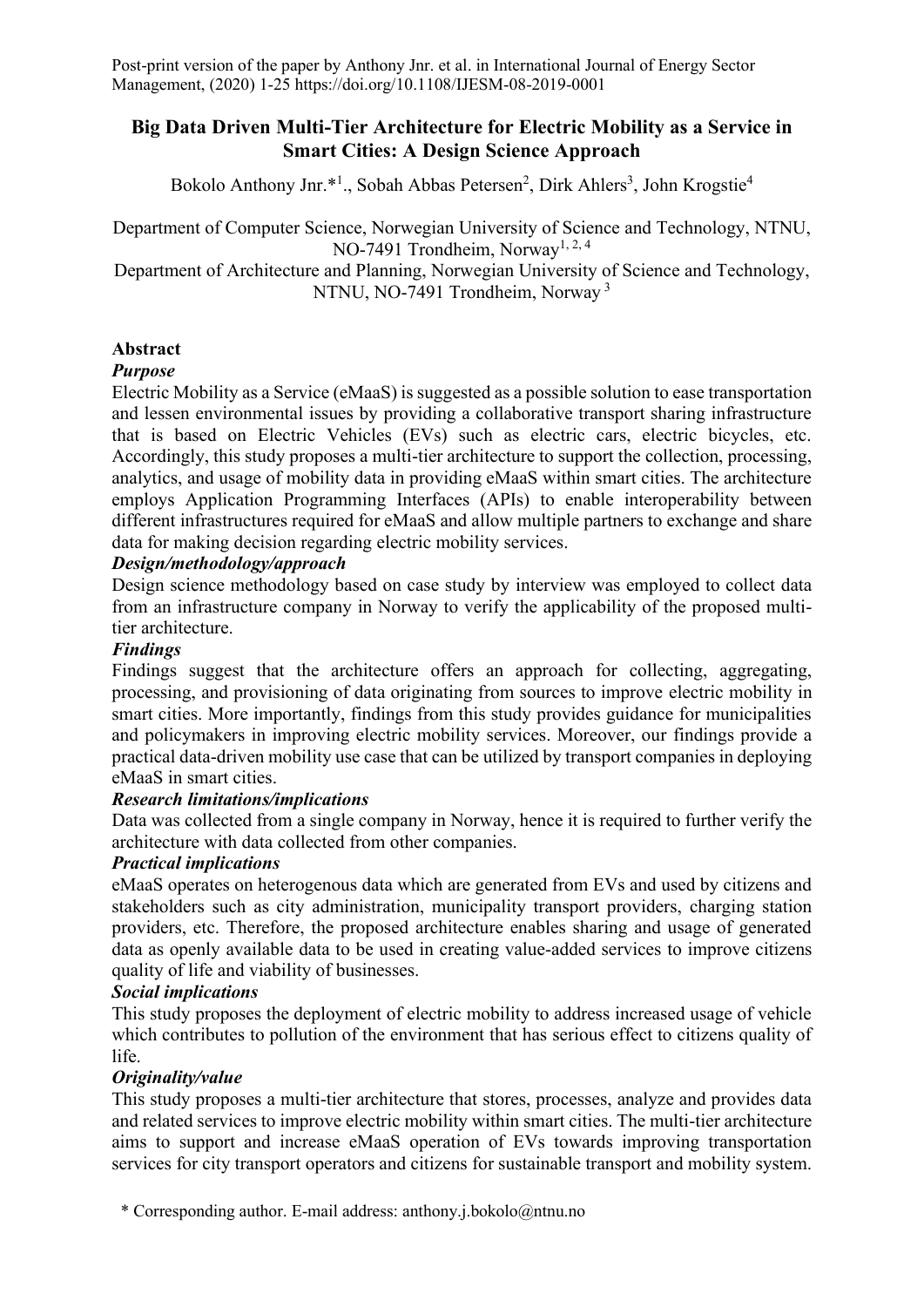Post-print version of the paper by Anthony Jnr. et al. in International Journal of Energy Sector Management, (2020) 1-25 https://doi.org/10.1108/IJESM-08-2019-0001

# Big Data Driven Multi-Tier Architecture for Electric Mobility as a Service in Smart Cities: A Design Science Approach

Bokolo Anthony Jnr.*[1]., Sobah Abbas Petersen[2], Dirk Ahlers[3], John Krogstie[4]

Department of Computer Science, Norwegian University of Science and Technology, NTNU, NO-7491 Trondheim, Norway[1, 2, 4]

Department of Architecture and Planning, Norwegian University of Science and Technology, NTNU, NO-7491 Trondheim, Norway [3]

## Abstract

***Purpose***

Electric Mobility as a Service (eMaaS) is suggested as a possible solution to ease transportation and lessen environmental issues by providing a collaborative transport sharing infrastructure that is based on Electric Vehicles (EVs) such as electric cars, electric bicycles, etc. Accordingly, this study proposes a multi-tier architecture to support the collection, processing, analytics, and usage of mobility data in providing eMaaS within smart cities. The architecture employs Application Programming Interfaces (APIs) to enable interoperability between different infrastructures required for eMaaS and allow multiple partners to exchange and share data for making decision regarding electric mobility services.

***Design/methodology/approach***

Design science methodology based on case study by interview was employed to collect data from an infrastructure company in Norway to verify the applicability of the proposed multi-tier architecture.

***Findings***

Findings suggest that the architecture offers an approach for collecting, aggregating, processing, and provisioning of data originating from sources to improve electric mobility in smart cities. More importantly, findings from this study provides guidance for municipalities and policymakers in improving electric mobility services. Moreover, our findings provide a practical data-driven mobility use case that can be utilized by transport companies in deploying eMaaS in smart cities.

***Research limitations/implications***

Data was collected from a single company in Norway, hence it is required to further verify the architecture with data collected from other companies.

***Practical implications***

eMaaS operates on heterogenous data which are generated from EVs and used by citizens and stakeholders such as city administration, municipality transport providers, charging station providers, etc. Therefore, the proposed architecture enables sharing and usage of generated data as openly available data to be used in creating value-added services to improve citizens quality of life and viability of businesses.

***Social implications***

This study proposes the deployment of electric mobility to address increased usage of vehicle which contributes to pollution of the environment that has serious effect to citizens quality of life.

***Originality/value***

This study proposes a multi-tier architecture that stores, processes, analyze and provides data and related services to improve electric mobility within smart cities. The multi-tier architecture aims to support and increase eMaaS operation of EVs towards improving transportation services for city transport operators and citizens for sustainable transport and mobility system.

\* Corresponding author. E-mail address: anthony.j.bokolo@ntnu.no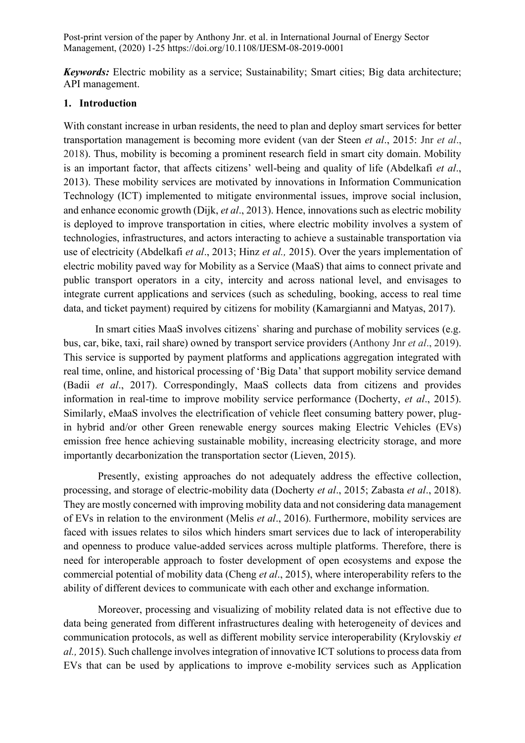*Keywords:* Electric mobility as a service; Sustainability; Smart cities; Big data architecture; API management.

## 1. Introduction

With constant increase in urban residents, the need to plan and deploy smart services for better transportation management is becoming more evident (van der Steen *et al*., 2015: Jnr *et al*., 2018). Thus, mobility is becoming a prominent research field in smart city domain. Mobility is an important factor, that affects citizens' well-being and quality of life (Abdelkafi *et al*., 2013). These mobility services are motivated by innovations in Information Communication Technology (ICT) implemented to mitigate environmental issues, improve social inclusion, and enhance economic growth (Dijk, *et al*., 2013). Hence, innovations such as electric mobility is deployed to improve transportation in cities, where electric mobility involves a system of technologies, infrastructures, and actors interacting to achieve a sustainable transportation via use of electricity (Abdelkafi *et al*., 2013; Hinz *et al.,* 2015). Over the years implementation of electric mobility paved way for Mobility as a Service (MaaS) that aims to connect private and public transport operators in a city, intercity and across national level, and envisages to integrate current applications and services (such as scheduling, booking, access to real time data, and ticket payment) required by citizens for mobility (Kamargianni and Matyas, 2017).

In smart cities MaaS involves citizens` sharing and purchase of mobility services (e.g. bus, car, bike, taxi, rail share) owned by transport service providers (Anthony Jnr *et al*., 2019). This service is supported by payment platforms and applications aggregation integrated with real time, online, and historical processing of 'Big Data' that support mobility service demand (Badii *et al*., 2017). Correspondingly, MaaS collects data from citizens and provides information in real-time to improve mobility service performance (Docherty, *et al*., 2015). Similarly, eMaaS involves the electrification of vehicle fleet consuming battery power, plug-in hybrid and/or other Green renewable energy sources making Electric Vehicles (EVs) emission free hence achieving sustainable mobility, increasing electricity storage, and more importantly decarbonization the transportation sector (Lieven, 2015).

Presently, existing approaches do not adequately address the effective collection, processing, and storage of electric-mobility data (Docherty *et al*., 2015; Zabasta *et al*., 2018). They are mostly concerned with improving mobility data and not considering data management of EVs in relation to the environment (Melis *et al*., 2016). Furthermore, mobility services are faced with issues relates to silos which hinders smart services due to lack of interoperability and openness to produce value-added services across multiple platforms. Therefore, there is need for interoperable approach to foster development of open ecosystems and expose the commercial potential of mobility data (Cheng *et al*., 2015), where interoperability refers to the ability of different devices to communicate with each other and exchange information.

Moreover, processing and visualizing of mobility related data is not effective due to data being generated from different infrastructures dealing with heterogeneity of devices and communication protocols, as well as different mobility service interoperability (Krylovskiy *et al.,* 2015). Such challenge involves integration of innovative ICT solutions to process data from EVs that can be used by applications to improve e-mobility services such as Application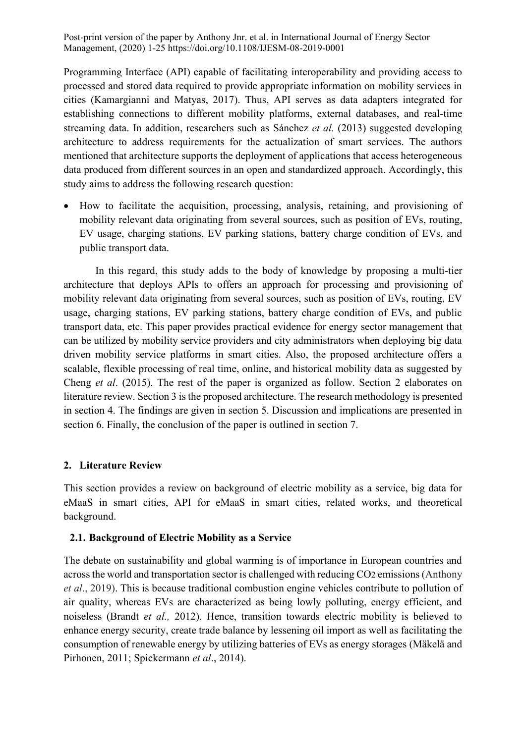Programming Interface (API) capable of facilitating interoperability and providing access to processed and stored data required to provide appropriate information on mobility services in cities (Kamargianni and Matyas, 2017). Thus, API serves as data adapters integrated for establishing connections to different mobility platforms, external databases, and real-time streaming data. In addition, researchers such as Sánchez *et al.* (2013) suggested developing architecture to address requirements for the actualization of smart services. The authors mentioned that architecture supports the deployment of applications that access heterogeneous data produced from different sources in an open and standardized approach. Accordingly, this study aims to address the following research question:

- How to facilitate the acquisition, processing, analysis, retaining, and provisioning of mobility relevant data originating from several sources, such as position of EVs, routing, EV usage, charging stations, EV parking stations, battery charge condition of EVs, and public transport data.

In this regard, this study adds to the body of knowledge by proposing a multi-tier architecture that deploys APIs to offers an approach for processing and provisioning of mobility relevant data originating from several sources, such as position of EVs, routing, EV usage, charging stations, EV parking stations, battery charge condition of EVs, and public transport data, etc. This paper provides practical evidence for energy sector management that can be utilized by mobility service providers and city administrators when deploying big data driven mobility service platforms in smart cities. Also, the proposed architecture offers a scalable, flexible processing of real time, online, and historical mobility data as suggested by Cheng *et al*. (2015). The rest of the paper is organized as follow. Section 2 elaborates on literature review. Section 3 is the proposed architecture. The research methodology is presented in section 4. The findings are given in section 5. Discussion and implications are presented in section 6. Finally, the conclusion of the paper is outlined in section 7.

## 2. Literature Review

This section provides a review on background of electric mobility as a service, big data for eMaaS in smart cities, API for eMaaS in smart cities, related works, and theoretical background.

### 2.1. Background of Electric Mobility as a Service

The debate on sustainability and global warming is of importance in European countries and across the world and transportation sector is challenged with reducing $CO_2$ emissions (Anthony *et al*., 2019). This is because traditional combustion engine vehicles contribute to pollution of air quality, whereas EVs are characterized as being lowly polluting, energy efficient, and noiseless (Brandt *et al.,* 2012). Hence, transition towards electric mobility is believed to enhance energy security, create trade balance by lessening oil import as well as facilitating the consumption of renewable energy by utilizing batteries of EVs as energy storages (Mäkelä and Pirhonen, 2011; Spickermann *et al*., 2014).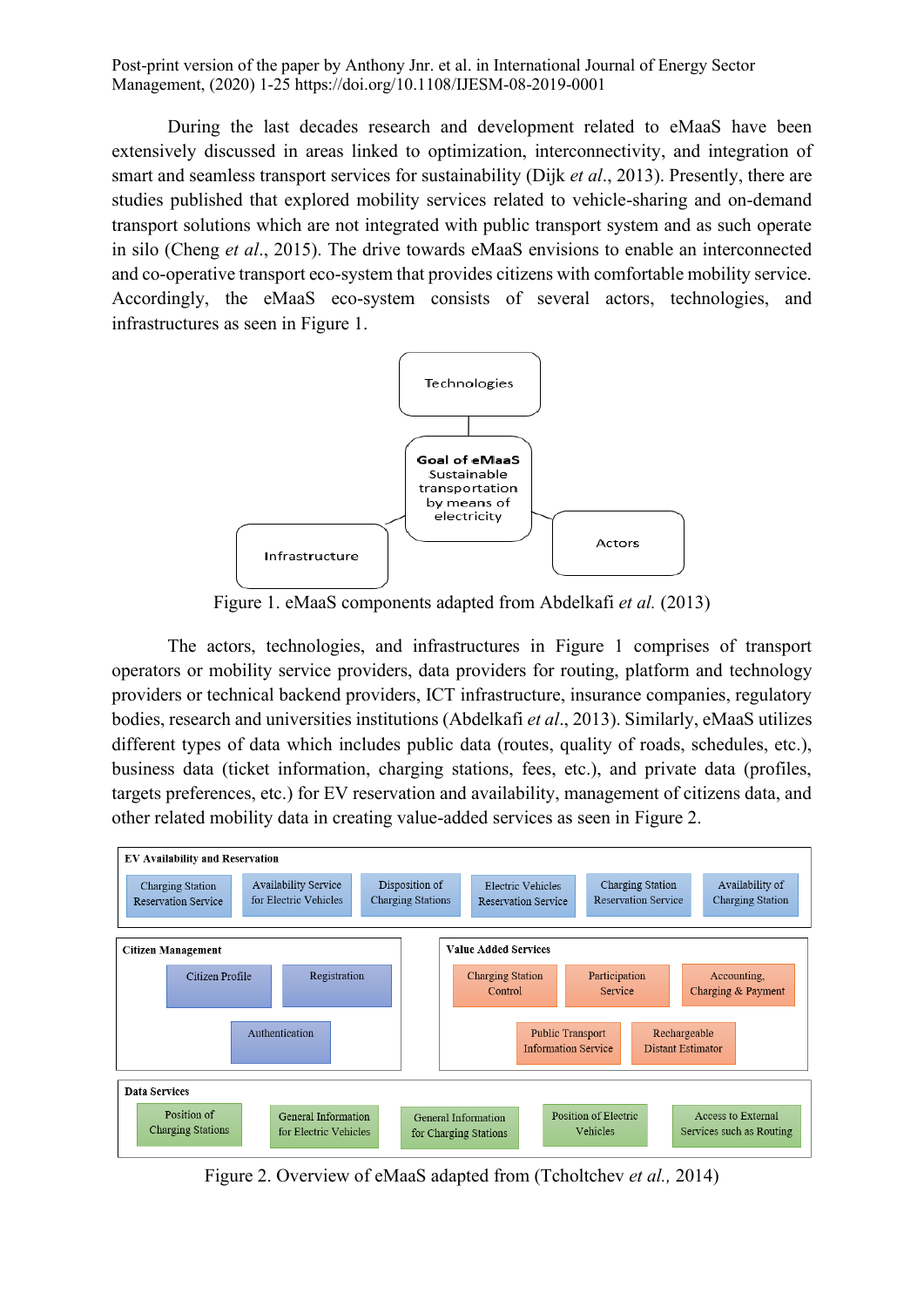During the last decades research and development related to eMaaS have been extensively discussed in areas linked to optimization, interconnectivity, and integration of smart and seamless transport services for sustainability (Dijk *et al*., 2013). Presently, there are studies published that explored mobility services related to vehicle-sharing and on-demand transport solutions which are not integrated with public transport system and as such operate in silo (Cheng *et al*., 2015). The drive towards eMaaS envisions to enable an interconnected and co-operative transport eco-system that provides citizens with comfortable mobility service. Accordingly, the eMaaS eco-system consists of several actors, technologies, and infrastructures as seen in Figure 1.

Figure 1. eMaaS components adapted from Abdelkafi *et al.* (2013)

The actors, technologies, and infrastructures in Figure 1 comprises of transport operators or mobility service providers, data providers for routing, platform and technology providers or technical backend providers, ICT infrastructure, insurance companies, regulatory bodies, research and universities institutions (Abdelkafi *et al*., 2013). Similarly, eMaaS utilizes different types of data which includes public data (routes, quality of roads, schedules, etc.), business data (ticket information, charging stations, fees, etc.), and private data (profiles, targets preferences, etc.) for EV reservation and availability, management of citizens data, and other related mobility data in creating value-added services as seen in Figure 2.

Figure 2. Overview of eMaaS adapted from (Tcholtchev *et al.,* 2014)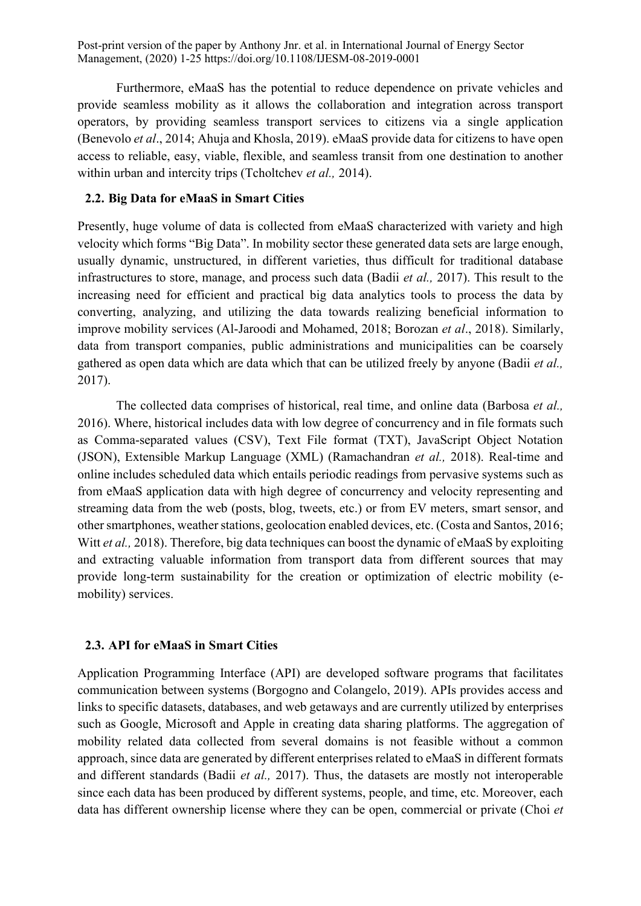Furthermore, eMaaS has the potential to reduce dependence on private vehicles and provide seamless mobility as it allows the collaboration and integration across transport operators, by providing seamless transport services to citizens via a single application (Benevolo *et al*., 2014; Ahuja and Khosla, 2019). eMaaS provide data for citizens to have open access to reliable, easy, viable, flexible, and seamless transit from one destination to another within urban and intercity trips (Tcholtchev *et al.,* 2014).

## 2.2. Big Data for eMaaS in Smart Cities

Presently, huge volume of data is collected from eMaaS characterized with variety and high velocity which forms "Big Data". In mobility sector these generated data sets are large enough, usually dynamic, unstructured, in different varieties, thus difficult for traditional database infrastructures to store, manage, and process such data (Badii *et al.,* 2017). This result to the increasing need for efficient and practical big data analytics tools to process the data by converting, analyzing, and utilizing the data towards realizing beneficial information to improve mobility services (Al-Jaroodi and Mohamed, 2018; Borozan *et al*., 2018). Similarly, data from transport companies, public administrations and municipalities can be coarsely gathered as open data which are data which that can be utilized freely by anyone (Badii *et al.,* 2017).

The collected data comprises of historical, real time, and online data (Barbosa *et al.,* 2016). Where, historical includes data with low degree of concurrency and in file formats such as Comma-separated values (CSV), Text File format (TXT), JavaScript Object Notation (JSON), Extensible Markup Language (XML) (Ramachandran *et al.,* 2018). Real-time and online includes scheduled data which entails periodic readings from pervasive systems such as from eMaaS application data with high degree of concurrency and velocity representing and streaming data from the web (posts, blog, tweets, etc.) or from EV meters, smart sensor, and other smartphones, weather stations, geolocation enabled devices, etc. (Costa and Santos, 2016; Witt *et al.,* 2018). Therefore, big data techniques can boost the dynamic of eMaaS by exploiting and extracting valuable information from transport data from different sources that may provide long-term sustainability for the creation or optimization of electric mobility (e-mobility) services.

## 2.3. API for eMaaS in Smart Cities

Application Programming Interface (API) are developed software programs that facilitates communication between systems (Borgogno and Colangelo, 2019). APIs provides access and links to specific datasets, databases, and web getaways and are currently utilized by enterprises such as Google, Microsoft and Apple in creating data sharing platforms. The aggregation of mobility related data collected from several domains is not feasible without a common approach, since data are generated by different enterprises related to eMaaS in different formats and different standards (Badii *et al.,* 2017). Thus, the datasets are mostly not interoperable since each data has been produced by different systems, people, and time, etc. Moreover, each data has different ownership license where they can be open, commercial or private (Choi *et*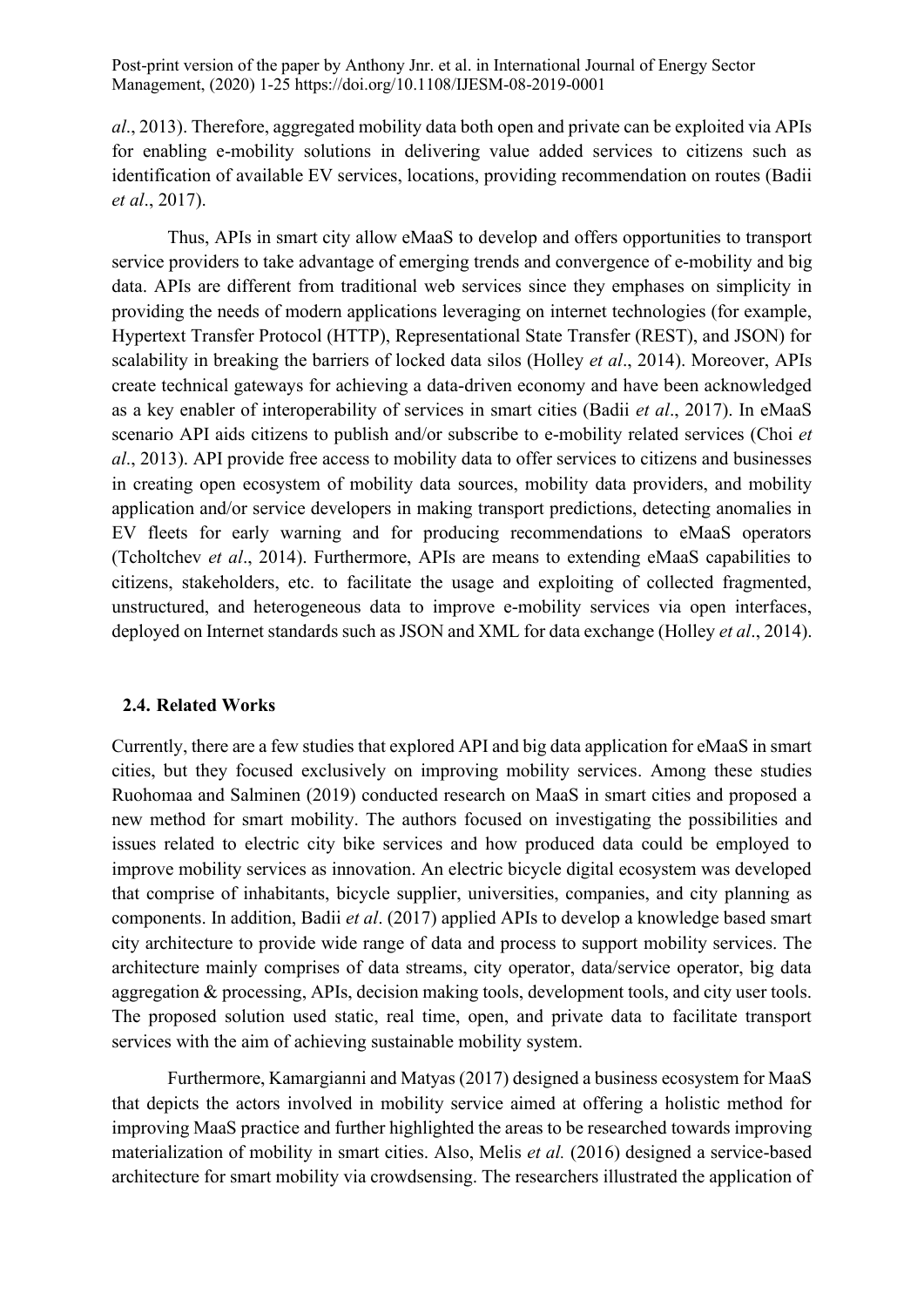*al*., 2013). Therefore, aggregated mobility data both open and private can be exploited via APIs for enabling e-mobility solutions in delivering value added services to citizens such as identification of available EV services, locations, providing recommendation on routes (Badii *et al*., 2017).

Thus, APIs in smart city allow eMaaS to develop and offers opportunities to transport service providers to take advantage of emerging trends and convergence of e-mobility and big data. APIs are different from traditional web services since they emphases on simplicity in providing the needs of modern applications leveraging on internet technologies (for example, Hypertext Transfer Protocol (HTTP), Representational State Transfer (REST), and JSON) for scalability in breaking the barriers of locked data silos (Holley *et al*., 2014). Moreover, APIs create technical gateways for achieving a data-driven economy and have been acknowledged as a key enabler of interoperability of services in smart cities (Badii *et al*., 2017). In eMaaS scenario API aids citizens to publish and/or subscribe to e-mobility related services (Choi *et al*., 2013). API provide free access to mobility data to offer services to citizens and businesses in creating open ecosystem of mobility data sources, mobility data providers, and mobility application and/or service developers in making transport predictions, detecting anomalies in EV fleets for early warning and for producing recommendations to eMaaS operators (Tcholtchev *et al*., 2014). Furthermore, APIs are means to extending eMaaS capabilities to citizens, stakeholders, etc. to facilitate the usage and exploiting of collected fragmented, unstructured, and heterogeneous data to improve e-mobility services via open interfaces, deployed on Internet standards such as JSON and XML for data exchange (Holley *et al*., 2014).

## 2.4. Related Works

Currently, there are a few studies that explored API and big data application for eMaaS in smart cities, but they focused exclusively on improving mobility services. Among these studies Ruohomaa and Salminen (2019) conducted research on MaaS in smart cities and proposed a new method for smart mobility. The authors focused on investigating the possibilities and issues related to electric city bike services and how produced data could be employed to improve mobility services as innovation. An electric bicycle digital ecosystem was developed that comprise of inhabitants, bicycle supplier, universities, companies, and city planning as components. In addition, Badii *et al*. (2017) applied APIs to develop a knowledge based smart city architecture to provide wide range of data and process to support mobility services. The architecture mainly comprises of data streams, city operator, data/service operator, big data aggregation & processing, APIs, decision making tools, development tools, and city user tools. The proposed solution used static, real time, open, and private data to facilitate transport services with the aim of achieving sustainable mobility system.

Furthermore, Kamargianni and Matyas (2017) designed a business ecosystem for MaaS that depicts the actors involved in mobility service aimed at offering a holistic method for improving MaaS practice and further highlighted the areas to be researched towards improving materialization of mobility in smart cities. Also, Melis *et al.* (2016) designed a service-based architecture for smart mobility via crowdsensing. The researchers illustrated the application of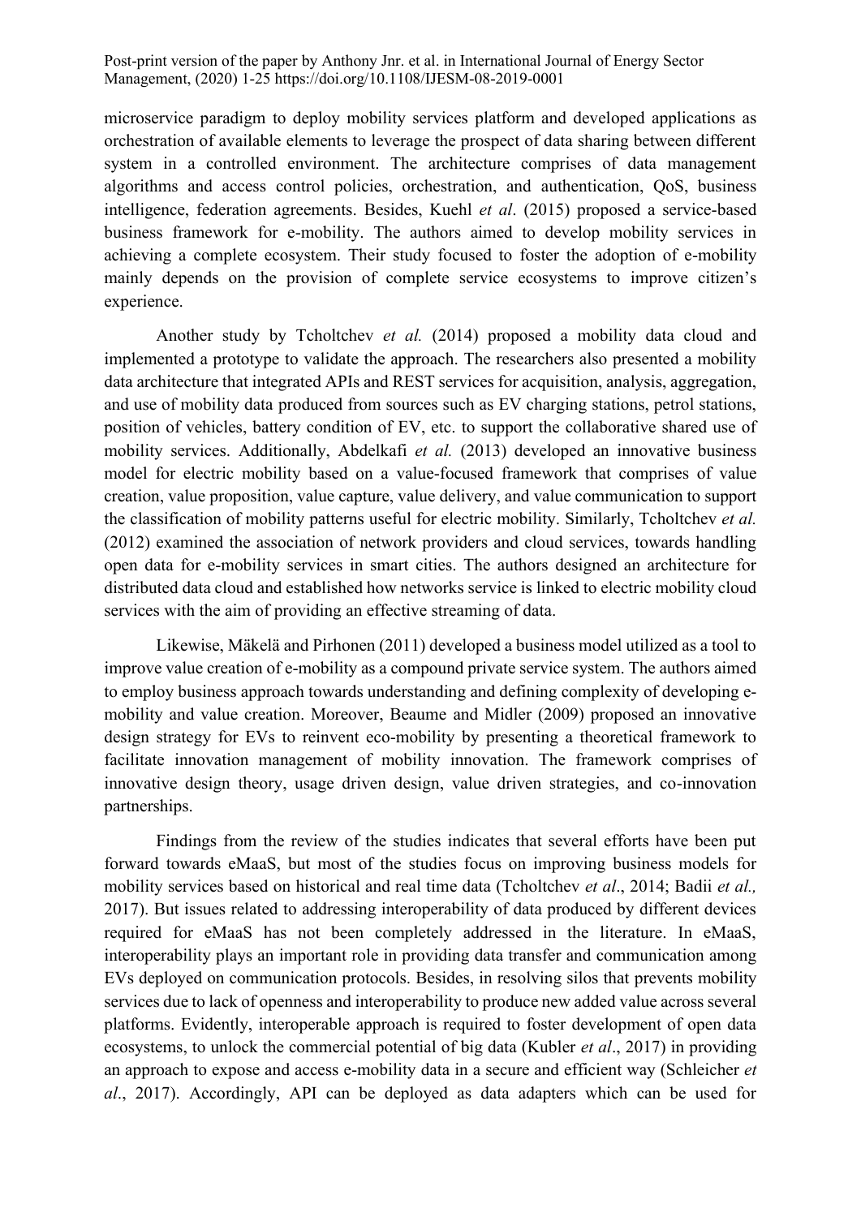microservice paradigm to deploy mobility services platform and developed applications as orchestration of available elements to leverage the prospect of data sharing between different system in a controlled environment. The architecture comprises of data management algorithms and access control policies, orchestration, and authentication, QoS, business intelligence, federation agreements. Besides, Kuehl *et al*. (2015) proposed a service-based business framework for e-mobility. The authors aimed to develop mobility services in achieving a complete ecosystem. Their study focused to foster the adoption of e-mobility mainly depends on the provision of complete service ecosystems to improve citizen's experience.

Another study by Tcholtchev *et al.* (2014) proposed a mobility data cloud and implemented a prototype to validate the approach. The researchers also presented a mobility data architecture that integrated APIs and REST services for acquisition, analysis, aggregation, and use of mobility data produced from sources such as EV charging stations, petrol stations, position of vehicles, battery condition of EV, etc. to support the collaborative shared use of mobility services. Additionally, Abdelkafi *et al.* (2013) developed an innovative business model for electric mobility based on a value-focused framework that comprises of value creation, value proposition, value capture, value delivery, and value communication to support the classification of mobility patterns useful for electric mobility. Similarly, Tcholtchev *et al.* (2012) examined the association of network providers and cloud services, towards handling open data for e-mobility services in smart cities. The authors designed an architecture for distributed data cloud and established how networks service is linked to electric mobility cloud services with the aim of providing an effective streaming of data.

Likewise, Mäkelä and Pirhonen (2011) developed a business model utilized as a tool to improve value creation of e-mobility as a compound private service system. The authors aimed to employ business approach towards understanding and defining complexity of developing e-mobility and value creation. Moreover, Beaume and Midler (2009) proposed an innovative design strategy for EVs to reinvent eco-mobility by presenting a theoretical framework to facilitate innovation management of mobility innovation. The framework comprises of innovative design theory, usage driven design, value driven strategies, and co-innovation partnerships.

Findings from the review of the studies indicates that several efforts have been put forward towards eMaaS, but most of the studies focus on improving business models for mobility services based on historical and real time data (Tcholtchev *et al*., 2014; Badii *et al.,* 2017). But issues related to addressing interoperability of data produced by different devices required for eMaaS has not been completely addressed in the literature. In eMaaS, interoperability plays an important role in providing data transfer and communication among EVs deployed on communication protocols. Besides, in resolving silos that prevents mobility services due to lack of openness and interoperability to produce new added value across several platforms. Evidently, interoperable approach is required to foster development of open data ecosystems, to unlock the commercial potential of big data (Kubler *et al*., 2017) in providing an approach to expose and access e-mobility data in a secure and efficient way (Schleicher *et al*., 2017). Accordingly, API can be deployed as data adapters which can be used for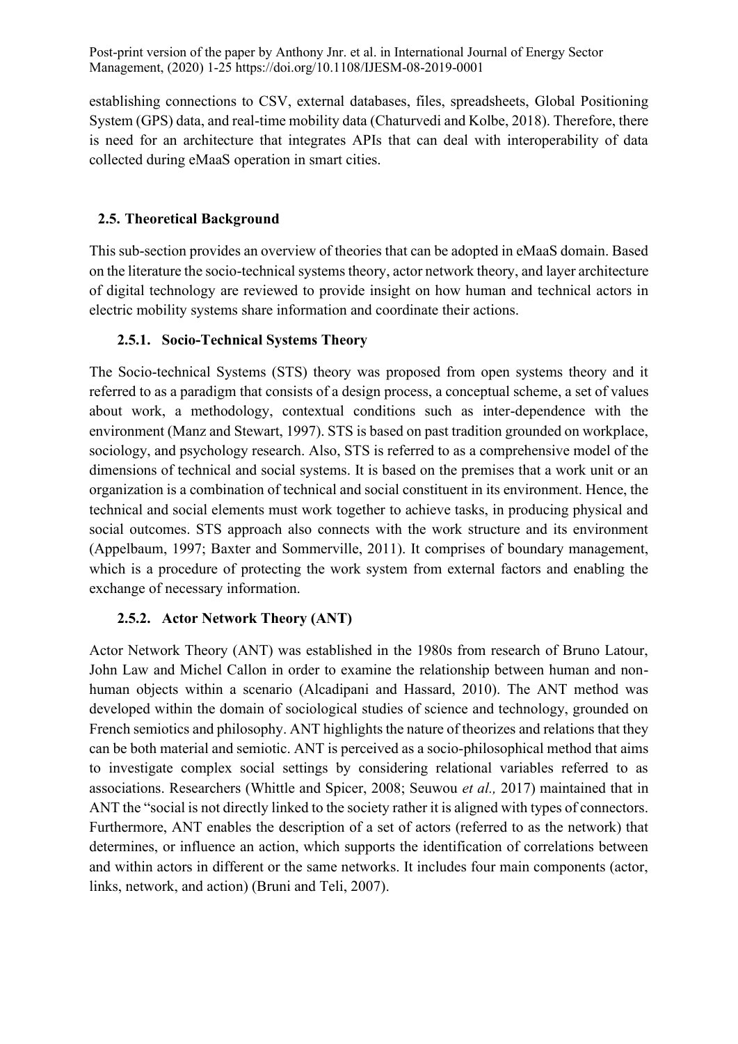establishing connections to CSV, external databases, files, spreadsheets, Global Positioning System (GPS) data, and real-time mobility data (Chaturvedi and Kolbe, 2018). Therefore, there is need for an architecture that integrates APIs that can deal with interoperability of data collected during eMaaS operation in smart cities.

## 2.5. Theoretical Background

This sub-section provides an overview of theories that can be adopted in eMaaS domain. Based on the literature the socio-technical systems theory, actor network theory, and layer architecture of digital technology are reviewed to provide insight on how human and technical actors in electric mobility systems share information and coordinate their actions.

### 2.5.1. Socio-Technical Systems Theory

The Socio-technical Systems (STS) theory was proposed from open systems theory and it referred to as a paradigm that consists of a design process, a conceptual scheme, a set of values about work, a methodology, contextual conditions such as inter-dependence with the environment (Manz and Stewart, 1997). STS is based on past tradition grounded on workplace, sociology, and psychology research. Also, STS is referred to as a comprehensive model of the dimensions of technical and social systems. It is based on the premises that a work unit or an organization is a combination of technical and social constituent in its environment. Hence, the technical and social elements must work together to achieve tasks, in producing physical and social outcomes. STS approach also connects with the work structure and its environment (Appelbaum, 1997; Baxter and Sommerville, 2011). It comprises of boundary management, which is a procedure of protecting the work system from external factors and enabling the exchange of necessary information.

### 2.5.2. Actor Network Theory (ANT)

Actor Network Theory (ANT) was established in the 1980s from research of Bruno Latour, John Law and Michel Callon in order to examine the relationship between human and non-human objects within a scenario (Alcadipani and Hassard, 2010). The ANT method was developed within the domain of sociological studies of science and technology, grounded on French semiotics and philosophy. ANT highlights the nature of theorizes and relations that they can be both material and semiotic. ANT is perceived as a socio-philosophical method that aims to investigate complex social settings by considering relational variables referred to as associations. Researchers (Whittle and Spicer, 2008; Seuwou *et al.,* 2017) maintained that in ANT the "social is not directly linked to the society rather it is aligned with types of connectors. Furthermore, ANT enables the description of a set of actors (referred to as the network) that determines, or influence an action, which supports the identification of correlations between and within actors in different or the same networks. It includes four main components (actor, links, network, and action) (Bruni and Teli, 2007).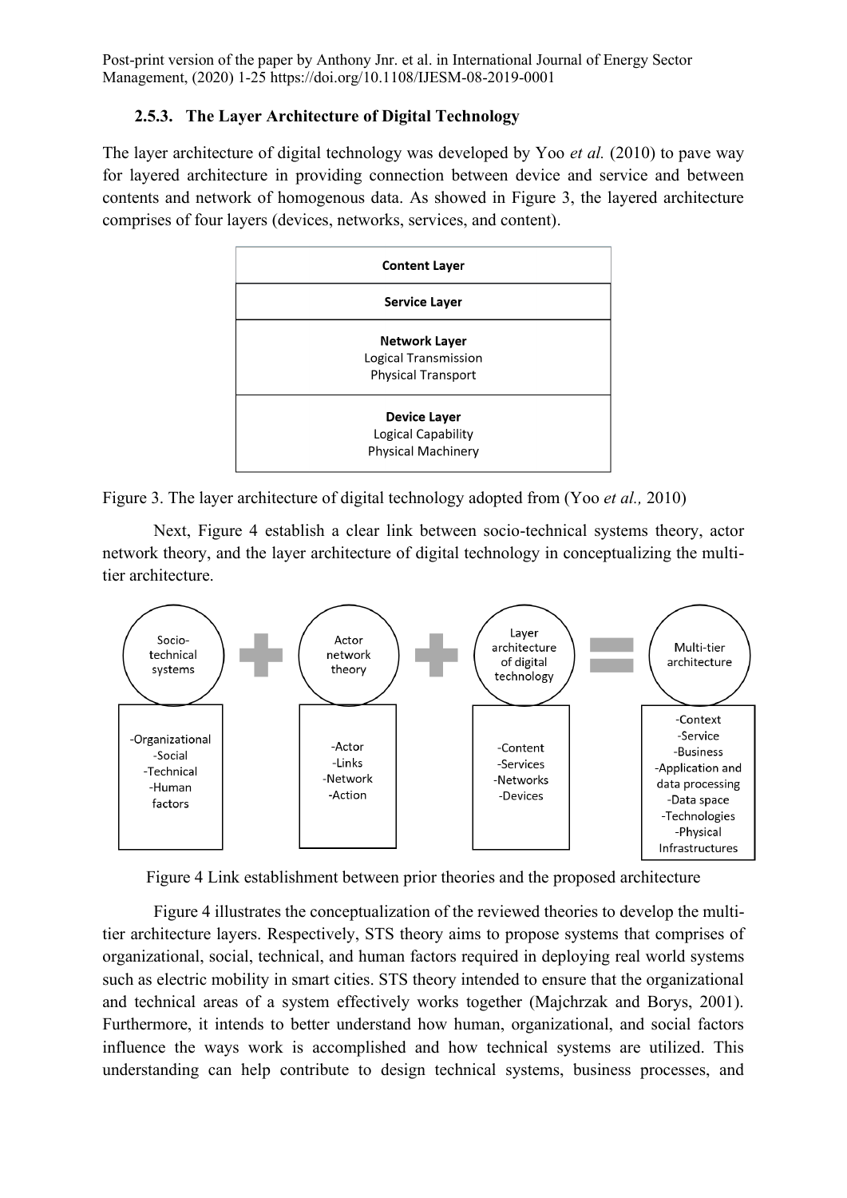### 2.5.3. The Layer Architecture of Digital Technology

The layer architecture of digital technology was developed by Yoo *et al.* (2010) to pave way for layered architecture in providing connection between device and service and between contents and network of homogenous data. As showed in Figure 3, the layered architecture comprises of four layers (devices, networks, services, and content).

| **Content Layer** |
| --- |
| **Service Layer** |
| **Network Layer** Logical Transmission Physical Transport |
| **Device Layer** Logical Capability Physical Machinery |

Figure 3. The layer architecture of digital technology adopted from (Yoo *et al.,* 2010)

Next, Figure 4 establish a clear link between socio-technical systems theory, actor network theory, and the layer architecture of digital technology in conceptualizing the multi-tier architecture.

| Socio-technical systems | + | Actor network theory | + | Layer architecture of digital technology | = | Multi-tier architecture |
| --- | --- | --- | --- | --- | --- | --- |
| -Organizational -Social -Technical -Human factors | | -Actor -Links -Network -Action | | -Content -Services -Networks -Devices | | -Context -Service -Business -Application and data processing -Data space -Technologies -Physical Infrastructures |

Figure 4 Link establishment between prior theories and the proposed architecture

Figure 4 illustrates the conceptualization of the reviewed theories to develop the multi-tier architecture layers. Respectively, STS theory aims to propose systems that comprises of organizational, social, technical, and human factors required in deploying real world systems such as electric mobility in smart cities. STS theory intended to ensure that the organizational and technical areas of a system effectively works together (Majchrzak and Borys, 2001). Furthermore, it intends to better understand how human, organizational, and social factors influence the ways work is accomplished and how technical systems are utilized. This understanding can help contribute to design technical systems, business processes, and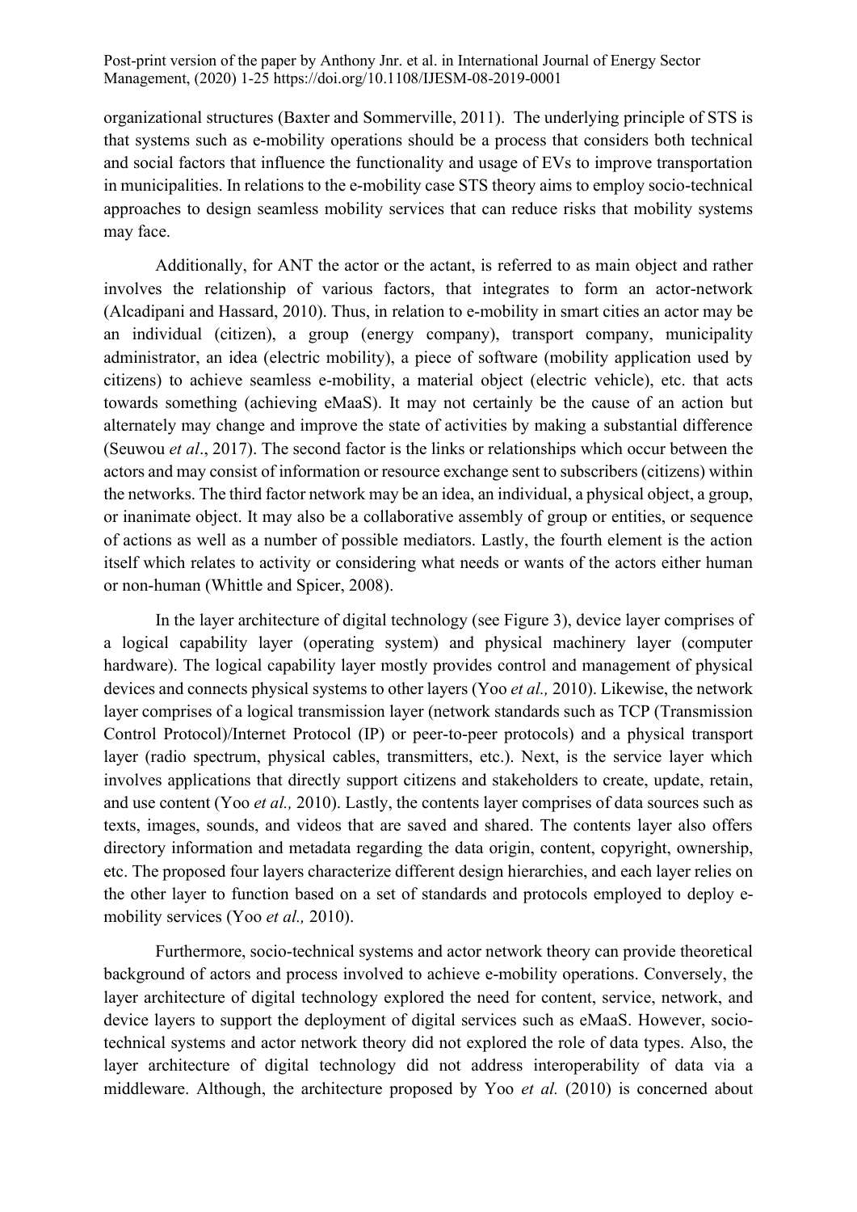organizational structures (Baxter and Sommerville, 2011). The underlying principle of STS is that systems such as e-mobility operations should be a process that considers both technical and social factors that influence the functionality and usage of EVs to improve transportation in municipalities. In relations to the e-mobility case STS theory aims to employ socio-technical approaches to design seamless mobility services that can reduce risks that mobility systems may face.

Additionally, for ANT the actor or the actant, is referred to as main object and rather involves the relationship of various factors, that integrates to form an actor-network (Alcadipani and Hassard, 2010). Thus, in relation to e-mobility in smart cities an actor may be an individual (citizen), a group (energy company), transport company, municipality administrator, an idea (electric mobility), a piece of software (mobility application used by citizens) to achieve seamless e-mobility, a material object (electric vehicle), etc. that acts towards something (achieving eMaaS). It may not certainly be the cause of an action but alternately may change and improve the state of activities by making a substantial difference (Seuwou *et al*., 2017). The second factor is the links or relationships which occur between the actors and may consist of information or resource exchange sent to subscribers (citizens) within the networks. The third factor network may be an idea, an individual, a physical object, a group, or inanimate object. It may also be a collaborative assembly of group or entities, or sequence of actions as well as a number of possible mediators. Lastly, the fourth element is the action itself which relates to activity or considering what needs or wants of the actors either human or non-human (Whittle and Spicer, 2008).

In the layer architecture of digital technology (see Figure 3), device layer comprises of a logical capability layer (operating system) and physical machinery layer (computer hardware). The logical capability layer mostly provides control and management of physical devices and connects physical systems to other layers (Yoo *et al.,* 2010). Likewise, the network layer comprises of a logical transmission layer (network standards such as TCP (Transmission Control Protocol)/Internet Protocol (IP) or peer-to-peer protocols) and a physical transport layer (radio spectrum, physical cables, transmitters, etc.). Next, is the service layer which involves applications that directly support citizens and stakeholders to create, update, retain, and use content (Yoo *et al.,* 2010). Lastly, the contents layer comprises of data sources such as texts, images, sounds, and videos that are saved and shared. The contents layer also offers directory information and metadata regarding the data origin, content, copyright, ownership, etc. The proposed four layers characterize different design hierarchies, and each layer relies on the other layer to function based on a set of standards and protocols employed to deploy e-mobility services (Yoo *et al.,* 2010).

Furthermore, socio-technical systems and actor network theory can provide theoretical background of actors and process involved to achieve e-mobility operations. Conversely, the layer architecture of digital technology explored the need for content, service, network, and device layers to support the deployment of digital services such as eMaaS. However, socio-technical systems and actor network theory did not explored the role of data types. Also, the layer architecture of digital technology did not address interoperability of data via a middleware. Although, the architecture proposed by Yoo *et al.* (2010) is concerned about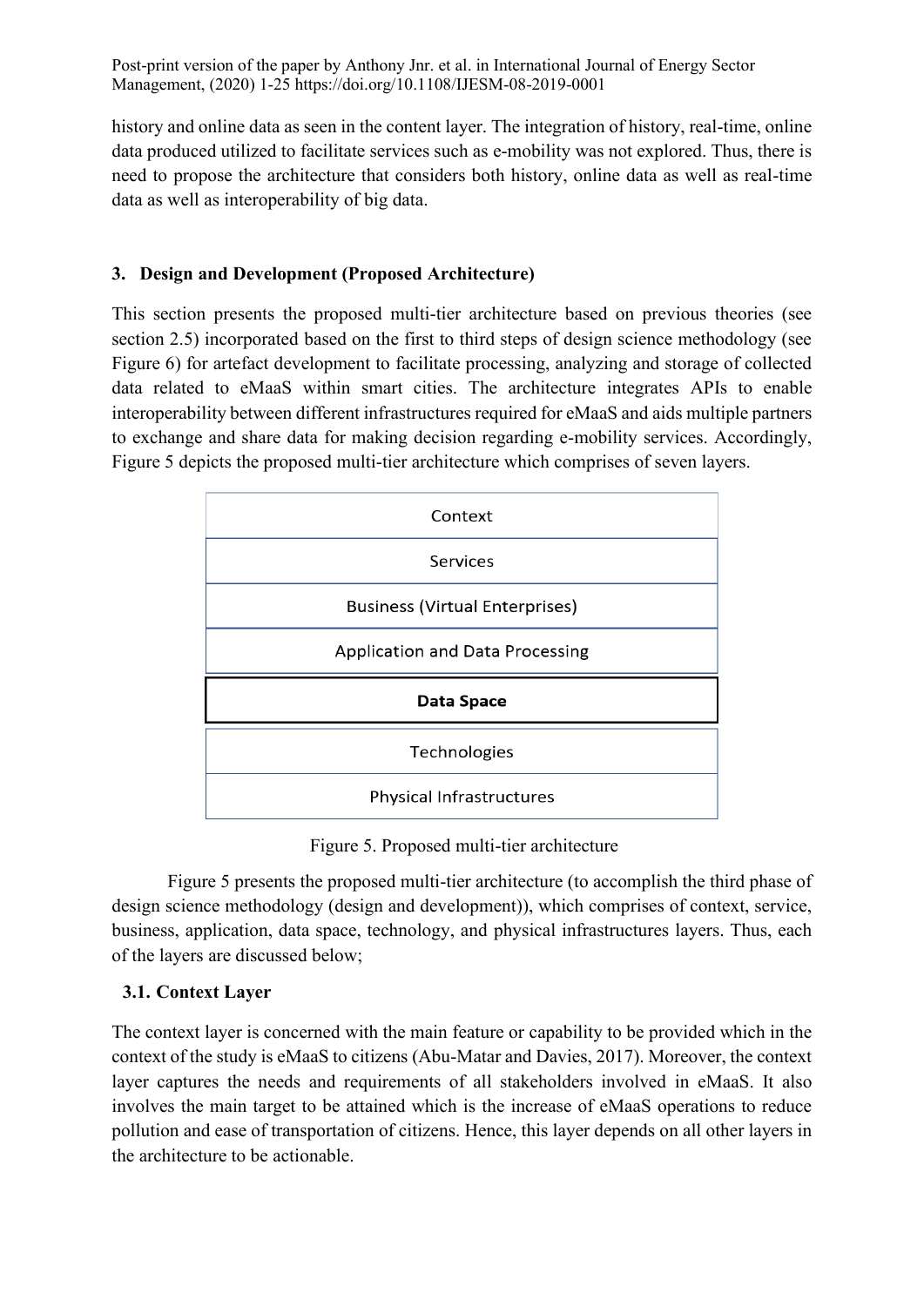history and online data as seen in the content layer. The integration of history, real-time, online data produced utilized to facilitate services such as e-mobility was not explored. Thus, there is need to propose the architecture that considers both history, online data as well as real-time data as well as interoperability of big data.

## 3. Design and Development (Proposed Architecture)

This section presents the proposed multi-tier architecture based on previous theories (see section 2.5) incorporated based on the first to third steps of design science methodology (see Figure 6) for artefact development to facilitate processing, analyzing and storage of collected data related to eMaaS within smart cities. The architecture integrates APIs to enable interoperability between different infrastructures required for eMaaS and aids multiple partners to exchange and share data for making decision regarding e-mobility services. Accordingly, Figure 5 depicts the proposed multi-tier architecture which comprises of seven layers.

| Context |
|---|
| Services |
| Business (Virtual Enterprises) |
| Application and Data Processing |
| **Data Space** |
| Technologies |
| Physical Infrastructures |

Figure 5. Proposed multi-tier architecture

Figure 5 presents the proposed multi-tier architecture (to accomplish the third phase of design science methodology (design and development)), which comprises of context, service, business, application, data space, technology, and physical infrastructures layers. Thus, each of the layers are discussed below;

### 3.1. Context Layer

The context layer is concerned with the main feature or capability to be provided which in the context of the study is eMaaS to citizens (Abu-Matar and Davies, 2017). Moreover, the context layer captures the needs and requirements of all stakeholders involved in eMaaS. It also involves the main target to be attained which is the increase of eMaaS operations to reduce pollution and ease of transportation of citizens. Hence, this layer depends on all other layers in the architecture to be actionable.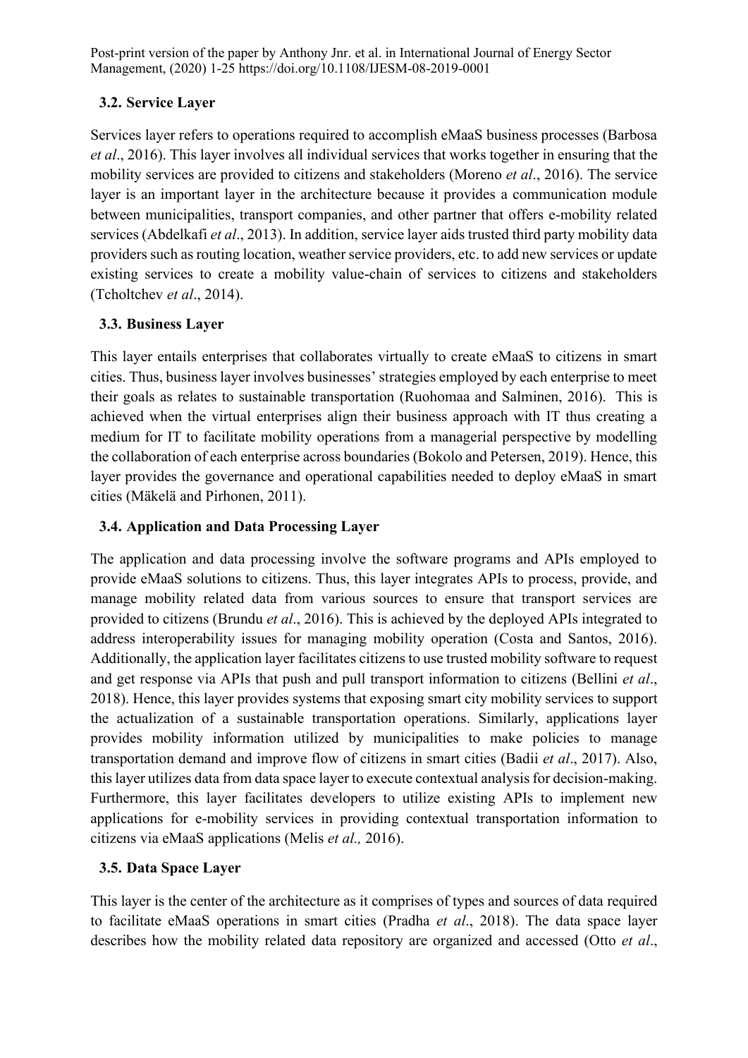### 3.2. Service Layer

Services layer refers to operations required to accomplish eMaaS business processes (Barbosa *et al*., 2016). This layer involves all individual services that works together in ensuring that the mobility services are provided to citizens and stakeholders (Moreno *et al*., 2016). The service layer is an important layer in the architecture because it provides a communication module between municipalities, transport companies, and other partner that offers e-mobility related services (Abdelkafi *et al*., 2013). In addition, service layer aids trusted third party mobility data providers such as routing location, weather service providers, etc. to add new services or update existing services to create a mobility value-chain of services to citizens and stakeholders (Tcholtchev *et al*., 2014).

### 3.3. Business Layer

This layer entails enterprises that collaborates virtually to create eMaaS to citizens in smart cities. Thus, business layer involves businesses' strategies employed by each enterprise to meet their goals as relates to sustainable transportation (Ruohomaa and Salminen, 2016). This is achieved when the virtual enterprises align their business approach with IT thus creating a medium for IT to facilitate mobility operations from a managerial perspective by modelling the collaboration of each enterprise across boundaries (Bokolo and Petersen, 2019). Hence, this layer provides the governance and operational capabilities needed to deploy eMaaS in smart cities (Mäkelä and Pirhonen, 2011).

### 3.4. Application and Data Processing Layer

The application and data processing involve the software programs and APIs employed to provide eMaaS solutions to citizens. Thus, this layer integrates APIs to process, provide, and manage mobility related data from various sources to ensure that transport services are provided to citizens (Brundu *et al*., 2016). This is achieved by the deployed APIs integrated to address interoperability issues for managing mobility operation (Costa and Santos, 2016). Additionally, the application layer facilitates citizens to use trusted mobility software to request and get response via APIs that push and pull transport information to citizens (Bellini *et al*., 2018). Hence, this layer provides systems that exposing smart city mobility services to support the actualization of a sustainable transportation operations. Similarly, applications layer provides mobility information utilized by municipalities to make policies to manage transportation demand and improve flow of citizens in smart cities (Badii *et al*., 2017). Also, this layer utilizes data from data space layer to execute contextual analysis for decision-making. Furthermore, this layer facilitates developers to utilize existing APIs to implement new applications for e-mobility services in providing contextual transportation information to citizens via eMaaS applications (Melis *et al.,* 2016).

### 3.5. Data Space Layer

This layer is the center of the architecture as it comprises of types and sources of data required to facilitate eMaaS operations in smart cities (Pradha *et al*., 2018). The data space layer describes how the mobility related data repository are organized and accessed (Otto *et al*.,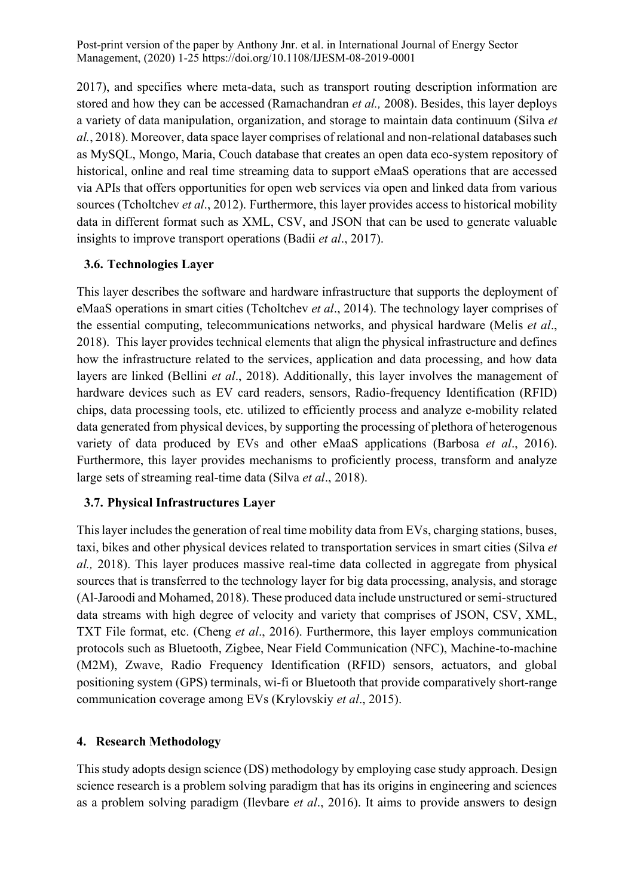2017), and specifies where meta-data, such as transport routing description information are stored and how they can be accessed (Ramachandran *et al.,* 2008). Besides, this layer deploys a variety of data manipulation, organization, and storage to maintain data continuum (Silva *et al.*, 2018). Moreover, data space layer comprises of relational and non-relational databases such as MySQL, Mongo, Maria, Couch database that creates an open data eco-system repository of historical, online and real time streaming data to support eMaaS operations that are accessed via APIs that offers opportunities for open web services via open and linked data from various sources (Tcholtchev *et al*., 2012). Furthermore, this layer provides access to historical mobility data in different format such as XML, CSV, and JSON that can be used to generate valuable insights to improve transport operations (Badii *et al*., 2017).

### 3.6. Technologies Layer

This layer describes the software and hardware infrastructure that supports the deployment of eMaaS operations in smart cities (Tcholtchev *et al*., 2014). The technology layer comprises of the essential computing, telecommunications networks, and physical hardware (Melis *et al*., 2018). This layer provides technical elements that align the physical infrastructure and defines how the infrastructure related to the services, application and data processing, and how data layers are linked (Bellini *et al*., 2018). Additionally, this layer involves the management of hardware devices such as EV card readers, sensors, Radio-frequency Identification (RFID) chips, data processing tools, etc. utilized to efficiently process and analyze e-mobility related data generated from physical devices, by supporting the processing of plethora of heterogenous variety of data produced by EVs and other eMaaS applications (Barbosa *et al*., 2016). Furthermore, this layer provides mechanisms to proficiently process, transform and analyze large sets of streaming real-time data (Silva *et al*., 2018).

### 3.7. Physical Infrastructures Layer

This layer includes the generation of real time mobility data from EVs, charging stations, buses, taxi, bikes and other physical devices related to transportation services in smart cities (Silva *et al.,* 2018). This layer produces massive real-time data collected in aggregate from physical sources that is transferred to the technology layer for big data processing, analysis, and storage (Al-Jaroodi and Mohamed, 2018). These produced data include unstructured or semi-structured data streams with high degree of velocity and variety that comprises of JSON, CSV, XML, TXT File format, etc. (Cheng *et al*., 2016). Furthermore, this layer employs communication protocols such as Bluetooth, Zigbee, Near Field Communication (NFC), Machine-to-machine (M2M), Zwave, Radio Frequency Identification (RFID) sensors, actuators, and global positioning system (GPS) terminals, wi-fi or Bluetooth that provide comparatively short-range communication coverage among EVs (Krylovskiy *et al*., 2015).

## 4. Research Methodology

This study adopts design science (DS) methodology by employing case study approach. Design science research is a problem solving paradigm that has its origins in engineering and sciences as a problem solving paradigm (Ilevbare *et al*., 2016). It aims to provide answers to design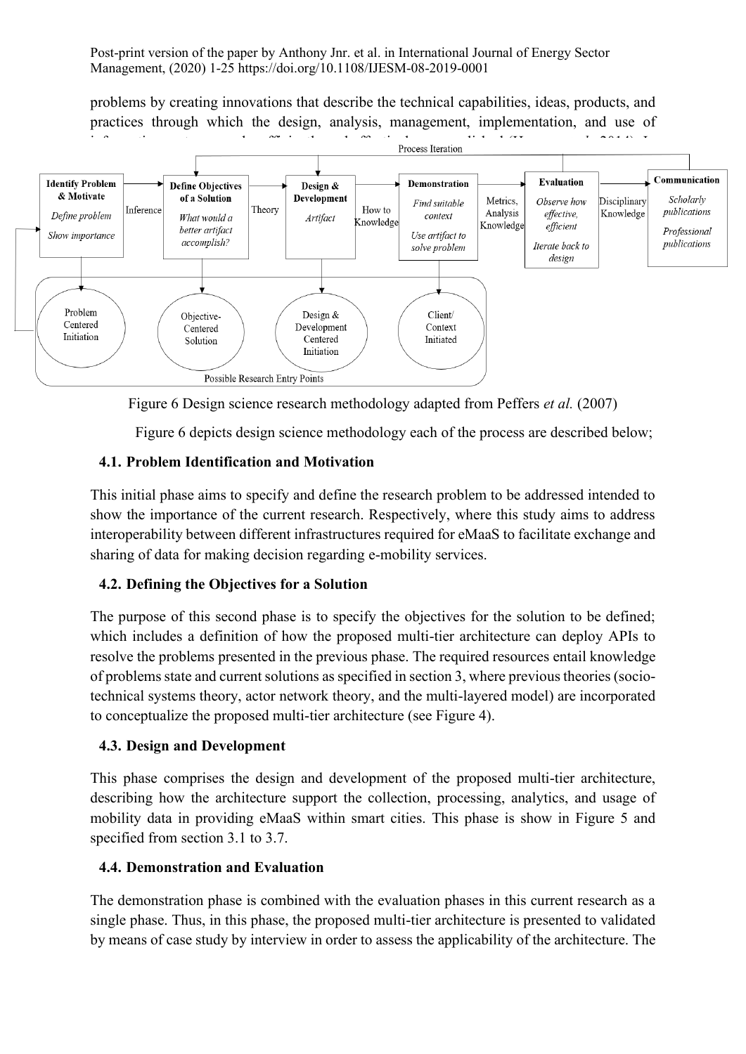problems by creating innovations that describe the technical capabilities, ideas, products, and practices through which the design, analysis, management, implementation, and use of

Figure 6 Design science research methodology adapted from Peffers *et al.* (2007)

Figure 6 depicts design science methodology each of the process are described below;

### 4.1. Problem Identification and Motivation

This initial phase aims to specify and define the research problem to be addressed intended to show the importance of the current research. Respectively, where this study aims to address interoperability between different infrastructures required for eMaaS to facilitate exchange and sharing of data for making decision regarding e-mobility services.

### 4.2. Defining the Objectives for a Solution

The purpose of this second phase is to specify the objectives for the solution to be defined; which includes a definition of how the proposed multi-tier architecture can deploy APIs to resolve the problems presented in the previous phase. The required resources entail knowledge of problems state and current solutions as specified in section 3, where previous theories (socio-technical systems theory, actor network theory, and the multi-layered model) are incorporated to conceptualize the proposed multi-tier architecture (see Figure 4).

### 4.3. Design and Development

This phase comprises the design and development of the proposed multi-tier architecture, describing how the architecture support the collection, processing, analytics, and usage of mobility data in providing eMaaS within smart cities. This phase is show in Figure 5 and specified from section 3.1 to 3.7.

### 4.4. Demonstration and Evaluation

The demonstration phase is combined with the evaluation phases in this current research as a single phase. Thus, in this phase, the proposed multi-tier architecture is presented to validated by means of case study by interview in order to assess the applicability of the architecture. The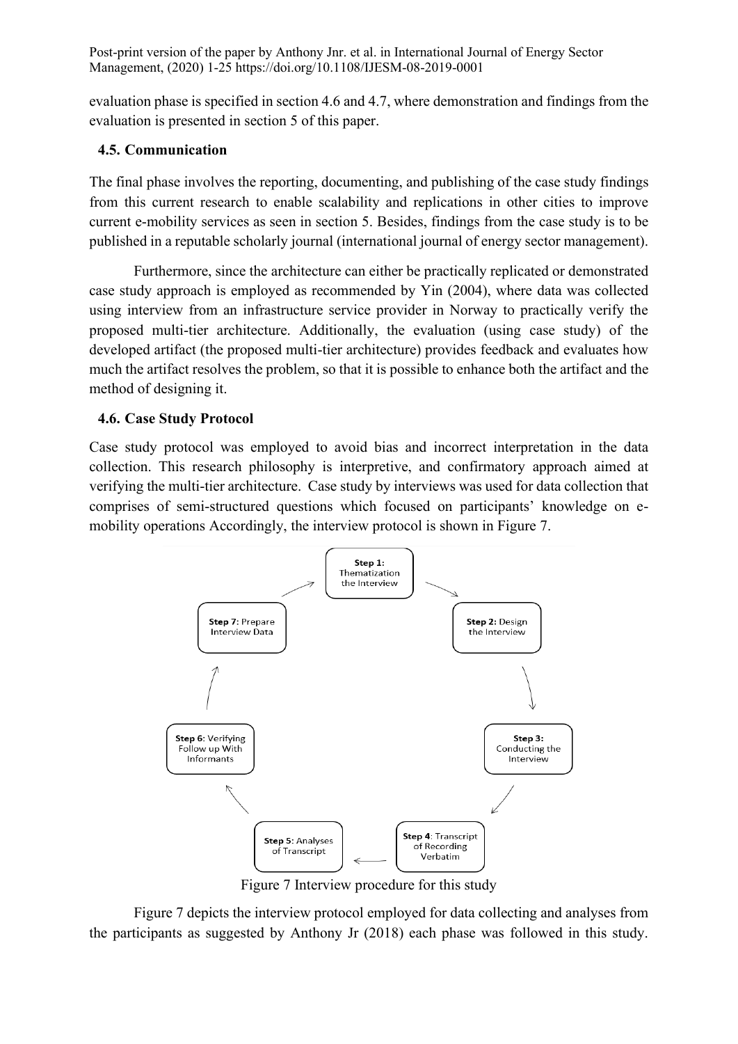evaluation phase is specified in section 4.6 and 4.7, where demonstration and findings from the evaluation is presented in section 5 of this paper.

### 4.5. Communication

The final phase involves the reporting, documenting, and publishing of the case study findings from this current research to enable scalability and replications in other cities to improve current e-mobility services as seen in section 5. Besides, findings from the case study is to be published in a reputable scholarly journal (international journal of energy sector management).

Furthermore, since the architecture can either be practically replicated or demonstrated case study approach is employed as recommended by Yin (2004), where data was collected using interview from an infrastructure service provider in Norway to practically verify the proposed multi-tier architecture. Additionally, the evaluation (using case study) of the developed artifact (the proposed multi-tier architecture) provides feedback and evaluates how much the artifact resolves the problem, so that it is possible to enhance both the artifact and the method of designing it.

### 4.6. Case Study Protocol

Case study protocol was employed to avoid bias and incorrect interpretation in the data collection. This research philosophy is interpretive, and confirmatory approach aimed at verifying the multi-tier architecture. Case study by interviews was used for data collection that comprises of semi-structured questions which focused on participants' knowledge on e-mobility operations Accordingly, the interview protocol is shown in Figure 7.

**Step 1:** Thematization the Interview

**Step 2:** Design the Interview

**Step 3:** Conducting the Interview

**Step 4**: Transcript of Recording Verbatim

**Step 5:** Analyses of Transcript

**Step 6:** Verifying Follow up With Informants

**Step 7:** Prepare Interview Data

Figure 7 Interview procedure for this study

Figure 7 depicts the interview protocol employed for data collecting and analyses from the participants as suggested by Anthony Jr (2018) each phase was followed in this study.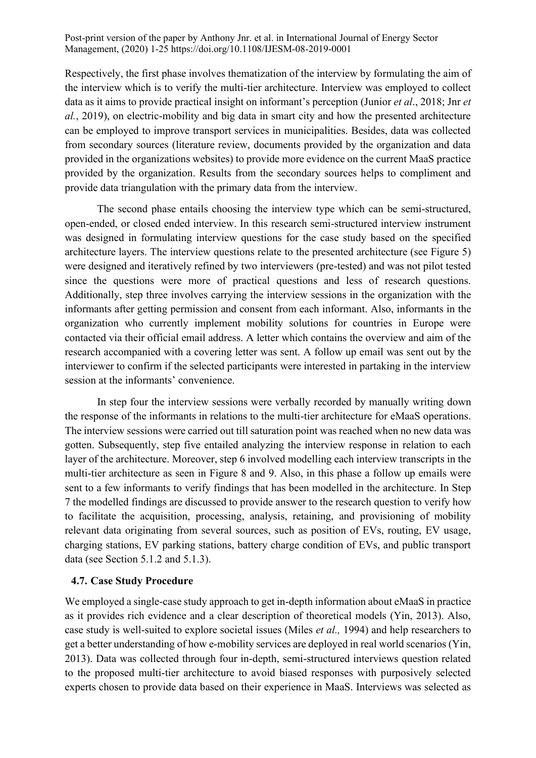Respectively, the first phase involves thematization of the interview by formulating the aim of the interview which is to verify the multi-tier architecture. Interview was employed to collect data as it aims to provide practical insight on informant's perception (Junior *et al*., 2018; Jnr *et al.*, 2019), on electric-mobility and big data in smart city and how the presented architecture can be employed to improve transport services in municipalities. Besides, data was collected from secondary sources (literature review, documents provided by the organization and data provided in the organizations websites) to provide more evidence on the current MaaS practice provided by the organization. Results from the secondary sources helps to compliment and provide data triangulation with the primary data from the interview.

The second phase entails choosing the interview type which can be semi-structured, open-ended, or closed ended interview. In this research semi-structured interview instrument was designed in formulating interview questions for the case study based on the specified architecture layers. The interview questions relate to the presented architecture (see Figure 5) were designed and iteratively refined by two interviewers (pre-tested) and was not pilot tested since the questions were more of practical questions and less of research questions. Additionally, step three involves carrying the interview sessions in the organization with the informants after getting permission and consent from each informant. Also, informants in the organization who currently implement mobility solutions for countries in Europe were contacted via their official email address. A letter which contains the overview and aim of the research accompanied with a covering letter was sent. A follow up email was sent out by the interviewer to confirm if the selected participants were interested in partaking in the interview session at the informants' convenience.

In step four the interview sessions were verbally recorded by manually writing down the response of the informants in relations to the multi-tier architecture for eMaaS operations. The interview sessions were carried out till saturation point was reached when no new data was gotten. Subsequently, step five entailed analyzing the interview response in relation to each layer of the architecture. Moreover, step 6 involved modelling each interview transcripts in the multi-tier architecture as seen in Figure 8 and 9. Also, in this phase a follow up emails were sent to a few informants to verify findings that has been modelled in the architecture. In Step 7 the modelled findings are discussed to provide answer to the research question to verify how to facilitate the acquisition, processing, analysis, retaining, and provisioning of mobility relevant data originating from several sources, such as position of EVs, routing, EV usage, charging stations, EV parking stations, battery charge condition of EVs, and public transport data (see Section 5.1.2 and 5.1.3).

### 4.7. Case Study Procedure

We employed a single-case study approach to get in-depth information about eMaaS in practice as it provides rich evidence and a clear description of theoretical models (Yin, 2013). Also, case study is well-suited to explore societal issues (Miles *et al.,* 1994) and help researchers to get a better understanding of how e-mobility services are deployed in real world scenarios (Yin, 2013). Data was collected through four in-depth, semi-structured interviews question related to the proposed multi-tier architecture to avoid biased responses with purposively selected experts chosen to provide data based on their experience in MaaS. Interviews was selected as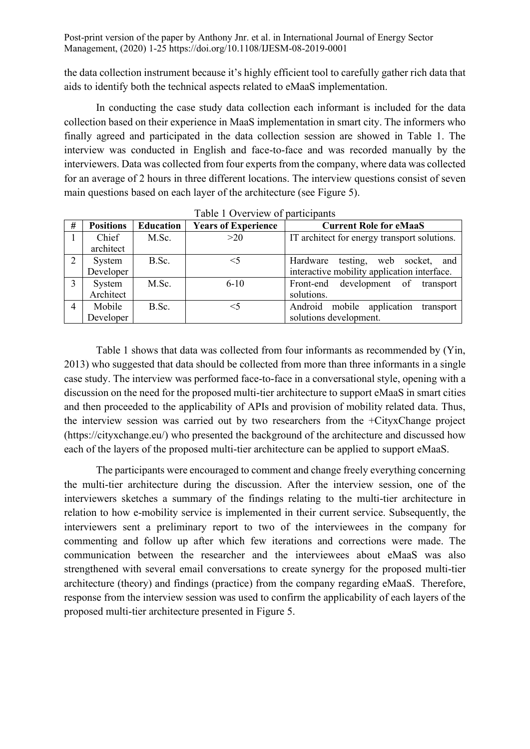the data collection instrument because it's highly efficient tool to carefully gather rich data that aids to identify both the technical aspects related to eMaaS implementation.

In conducting the case study data collection each informant is included for the data collection based on their experience in MaaS implementation in smart city. The informers who finally agreed and participated in the data collection session are showed in Table 1. The interview was conducted in English and face-to-face and was recorded manually by the interviewers. Data was collected from four experts from the company, where data was collected for an average of 2 hours in three different locations. The interview questions consist of seven main questions based on each layer of the architecture (see Figure 5).

Table 1 Overview of participants

| # | Positions | Education | Years of Experience | Current Role for eMaaS |
|---|---|---|---|---|
| 1 | Chief architect | M.Sc. | >20 | IT architect for energy transport solutions. |
| 2 | System Developer | B.Sc. | <5 | Hardware testing, web socket, and interactive mobility application interface. |
| 3 | System Architect | M.Sc. | 6-10 | Front-end development of transport solutions. |
| 4 | Mobile Developer | B.Sc. | <5 | Android mobile application transport solutions development. |

Table 1 shows that data was collected from four informants as recommended by (Yin, 2013) who suggested that data should be collected from more than three informants in a single case study. The interview was performed face-to-face in a conversational style, opening with a discussion on the need for the proposed multi-tier architecture to support eMaaS in smart cities and then proceeded to the applicability of APIs and provision of mobility related data. Thus, the interview session was carried out by two researchers from the +CityxChange project (https://cityxchange.eu/) who presented the background of the architecture and discussed how each of the layers of the proposed multi-tier architecture can be applied to support eMaaS.

The participants were encouraged to comment and change freely everything concerning the multi-tier architecture during the discussion. After the interview session, one of the interviewers sketches a summary of the findings relating to the multi-tier architecture in relation to how e-mobility service is implemented in their current service. Subsequently, the interviewers sent a preliminary report to two of the interviewees in the company for commenting and follow up after which few iterations and corrections were made. The communication between the researcher and the interviewees about eMaaS was also strengthened with several email conversations to create synergy for the proposed multi-tier architecture (theory) and findings (practice) from the company regarding eMaaS. Therefore, response from the interview session was used to confirm the applicability of each layers of the proposed multi-tier architecture presented in Figure 5.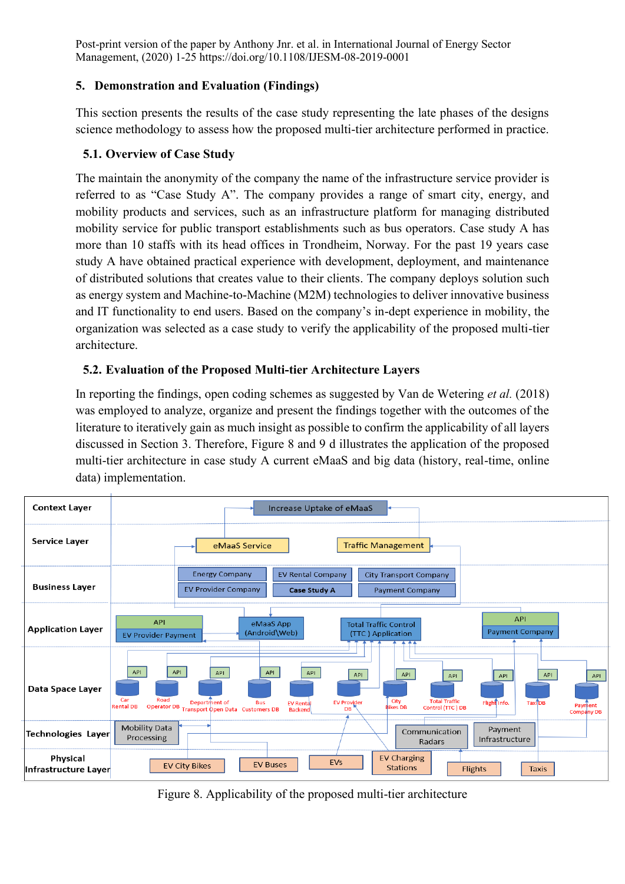Post-print version of the paper by Anthony Jnr. et al. in International Journal of Energy Sector Management, (2020) 1-25 https://doi.org/10.1108/IJESM-08-2019-0001

## 5. Demonstration and Evaluation (Findings)

This section presents the results of the case study representing the late phases of the designs science methodology to assess how the proposed multi-tier architecture performed in practice.

### 5.1. Overview of Case Study

The maintain the anonymity of the company the name of the infrastructure service provider is referred to as "Case Study A". The company provides a range of smart city, energy, and mobility products and services, such as an infrastructure platform for managing distributed mobility service for public transport establishments such as bus operators. Case study A has more than 10 staffs with its head offices in Trondheim, Norway. For the past 19 years case study A have obtained practical experience with development, deployment, and maintenance of distributed solutions that creates value to their clients. The company deploys solution such as energy system and Machine-to-Machine (M2M) technologies to deliver innovative business and IT functionality to end users. Based on the company's in-dept experience in mobility, the organization was selected as a case study to verify the applicability of the proposed multi-tier architecture.

### 5.2. Evaluation of the Proposed Multi-tier Architecture Layers

In reporting the findings, open coding schemes as suggested by Van de Wetering *et al.* (2018) was employed to analyze, organize and present the findings together with the outcomes of the literature to iteratively gain as much insight as possible to confirm the applicability of all layers discussed in Section 3. Therefore, Figure 8 and 9 d illustrates the application of the proposed multi-tier architecture in case study A current eMaaS and big data (history, real-time, online data) implementation.

Figure 8. Applicability of the proposed multi-tier architecture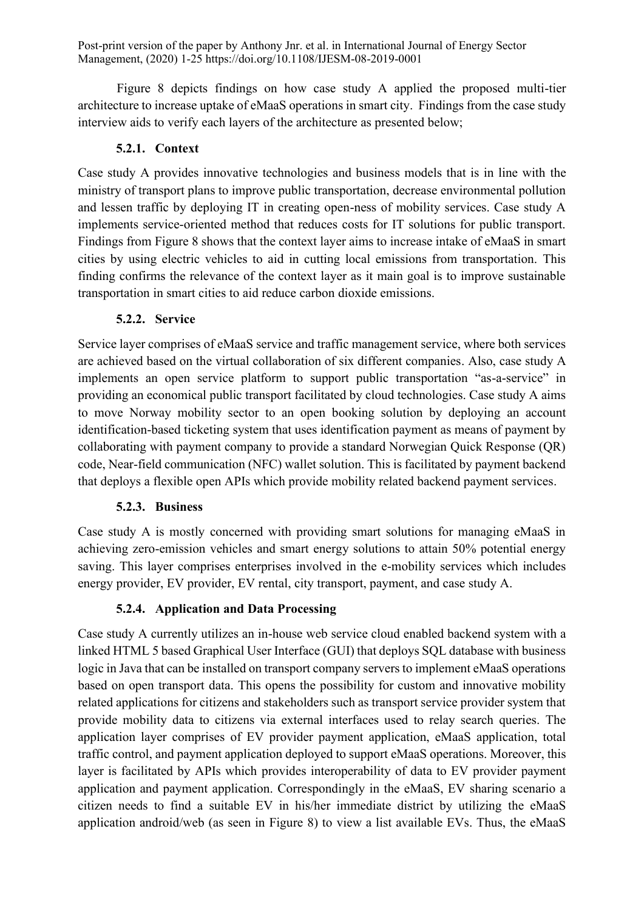Figure 8 depicts findings on how case study A applied the proposed multi-tier architecture to increase uptake of eMaaS operations in smart city. Findings from the case study interview aids to verify each layers of the architecture as presented below;

### 5.2.1. Context

Case study A provides innovative technologies and business models that is in line with the ministry of transport plans to improve public transportation, decrease environmental pollution and lessen traffic by deploying IT in creating open-ness of mobility services. Case study A implements service-oriented method that reduces costs for IT solutions for public transport. Findings from Figure 8 shows that the context layer aims to increase intake of eMaaS in smart cities by using electric vehicles to aid in cutting local emissions from transportation. This finding confirms the relevance of the context layer as it main goal is to improve sustainable transportation in smart cities to aid reduce carbon dioxide emissions.

### 5.2.2. Service

Service layer comprises of eMaaS service and traffic management service, where both services are achieved based on the virtual collaboration of six different companies. Also, case study A implements an open service platform to support public transportation "as-a-service" in providing an economical public transport facilitated by cloud technologies. Case study A aims to move Norway mobility sector to an open booking solution by deploying an account identification-based ticketing system that uses identification payment as means of payment by collaborating with payment company to provide a standard Norwegian Quick Response (QR) code, Near-field communication (NFC) wallet solution. This is facilitated by payment backend that deploys a flexible open APIs which provide mobility related backend payment services.

### 5.2.3. Business

Case study A is mostly concerned with providing smart solutions for managing eMaaS in achieving zero-emission vehicles and smart energy solutions to attain 50% potential energy saving. This layer comprises enterprises involved in the e-mobility services which includes energy provider, EV provider, EV rental, city transport, payment, and case study A.

### 5.2.4. Application and Data Processing

Case study A currently utilizes an in-house web service cloud enabled backend system with a linked HTML 5 based Graphical User Interface (GUI) that deploys SQL database with business logic in Java that can be installed on transport company servers to implement eMaaS operations based on open transport data. This opens the possibility for custom and innovative mobility related applications for citizens and stakeholders such as transport service provider system that provide mobility data to citizens via external interfaces used to relay search queries. The application layer comprises of EV provider payment application, eMaaS application, total traffic control, and payment application deployed to support eMaaS operations. Moreover, this layer is facilitated by APIs which provides interoperability of data to EV provider payment application and payment application. Correspondingly in the eMaaS, EV sharing scenario a citizen needs to find a suitable EV in his/her immediate district by utilizing the eMaaS application android/web (as seen in Figure 8) to view a list available EVs. Thus, the eMaaS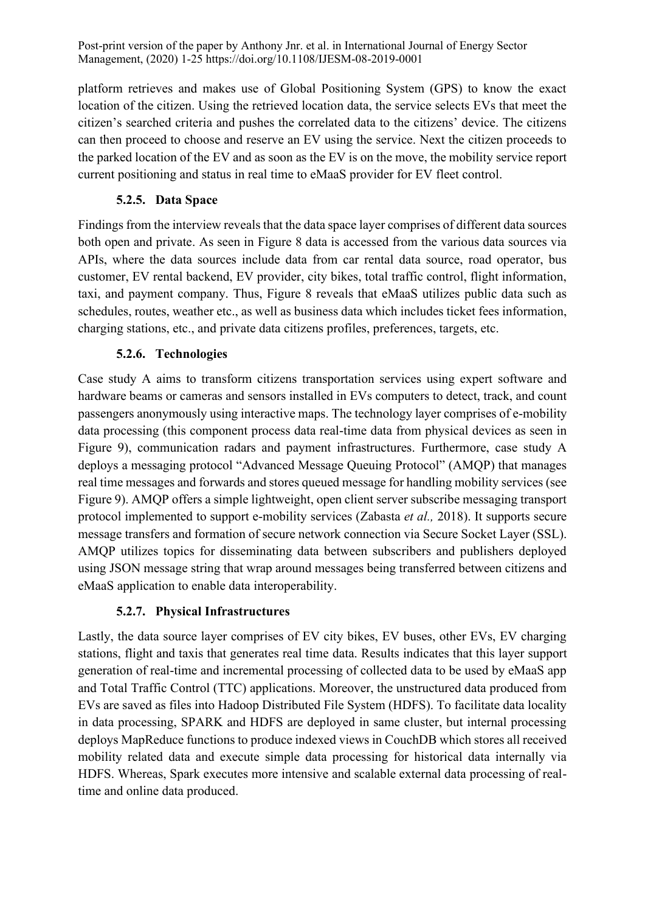platform retrieves and makes use of Global Positioning System (GPS) to know the exact location of the citizen. Using the retrieved location data, the service selects EVs that meet the citizen's searched criteria and pushes the correlated data to the citizens' device. The citizens can then proceed to choose and reserve an EV using the service. Next the citizen proceeds to the parked location of the EV and as soon as the EV is on the move, the mobility service report current positioning and status in real time to eMaaS provider for EV fleet control.

#### 5.2.5. Data Space

Findings from the interview reveals that the data space layer comprises of different data sources both open and private. As seen in Figure 8 data is accessed from the various data sources via APIs, where the data sources include data from car rental data source, road operator, bus customer, EV rental backend, EV provider, city bikes, total traffic control, flight information, taxi, and payment company. Thus, Figure 8 reveals that eMaaS utilizes public data such as schedules, routes, weather etc., as well as business data which includes ticket fees information, charging stations, etc., and private data citizens profiles, preferences, targets, etc.

#### 5.2.6. Technologies

Case study A aims to transform citizens transportation services using expert software and hardware beams or cameras and sensors installed in EVs computers to detect, track, and count passengers anonymously using interactive maps. The technology layer comprises of e-mobility data processing (this component process data real-time data from physical devices as seen in Figure 9), communication radars and payment infrastructures. Furthermore, case study A deploys a messaging protocol "Advanced Message Queuing Protocol" (AMQP) that manages real time messages and forwards and stores queued message for handling mobility services (see Figure 9). AMQP offers a simple lightweight, open client server subscribe messaging transport protocol implemented to support e-mobility services (Zabasta *et al.,* 2018). It supports secure message transfers and formation of secure network connection via Secure Socket Layer (SSL). AMQP utilizes topics for disseminating data between subscribers and publishers deployed using JSON message string that wrap around messages being transferred between citizens and eMaaS application to enable data interoperability.

#### 5.2.7. Physical Infrastructures

Lastly, the data source layer comprises of EV city bikes, EV buses, other EVs, EV charging stations, flight and taxis that generates real time data. Results indicates that this layer support generation of real-time and incremental processing of collected data to be used by eMaaS app and Total Traffic Control (TTC) applications. Moreover, the unstructured data produced from EVs are saved as files into Hadoop Distributed File System (HDFS). To facilitate data locality in data processing, SPARK and HDFS are deployed in same cluster, but internal processing deploys MapReduce functions to produce indexed views in CouchDB which stores all received mobility related data and execute simple data processing for historical data internally via HDFS. Whereas, Spark executes more intensive and scalable external data processing of real-time and online data produced.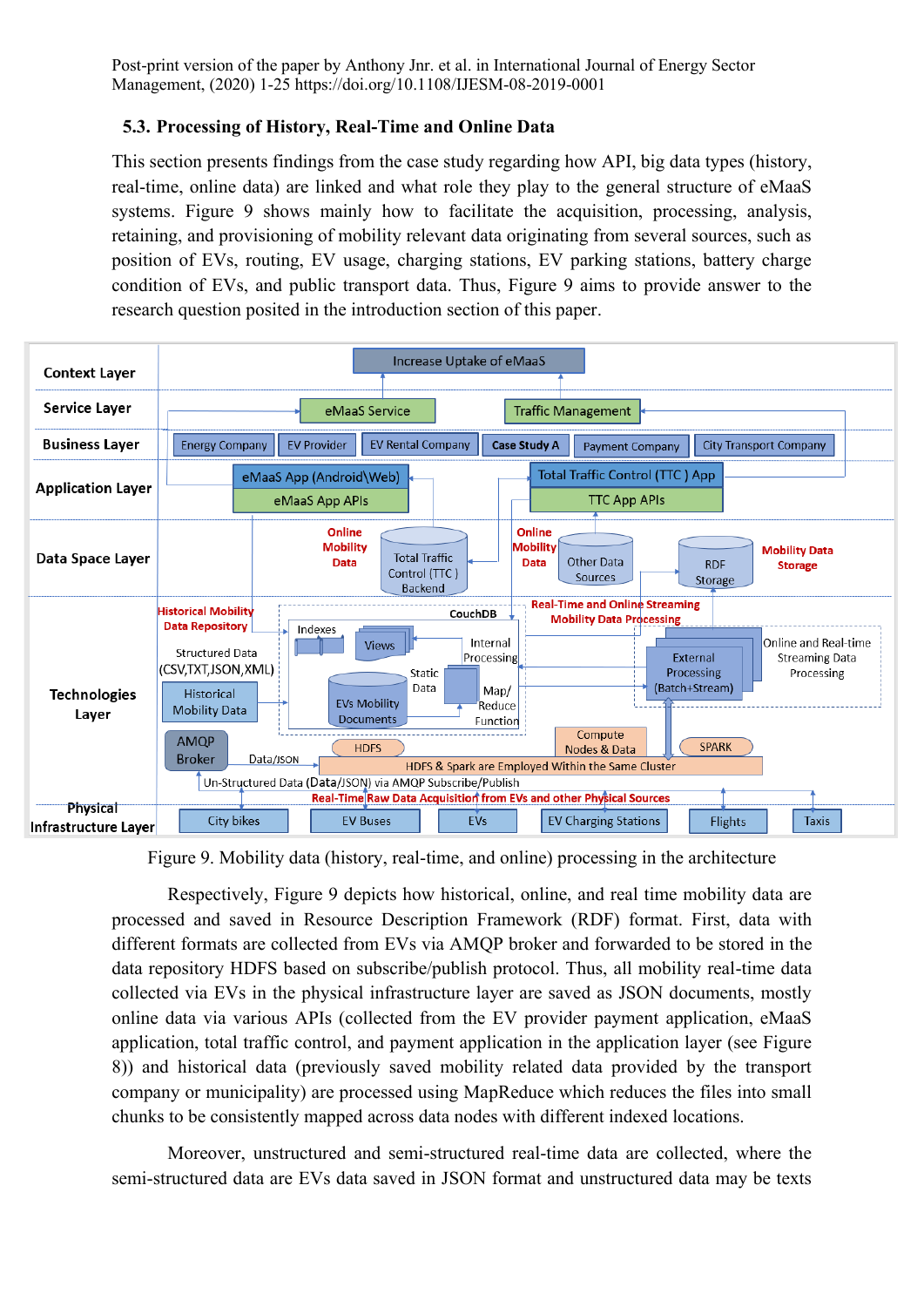### 5.3. Processing of History, Real-Time and Online Data

This section presents findings from the case study regarding how API, big data types (history, real-time, online data) are linked and what role they play to the general structure of eMaaS systems. Figure 9 shows mainly how to facilitate the acquisition, processing, analysis, retaining, and provisioning of mobility relevant data originating from several sources, such as position of EVs, routing, EV usage, charging stations, EV parking stations, battery charge condition of EVs, and public transport data. Thus, Figure 9 aims to provide answer to the research question posited in the introduction section of this paper.

Figure 9. Mobility data (history, real-time, and online) processing in the architecture

Respectively, Figure 9 depicts how historical, online, and real time mobility data are processed and saved in Resource Description Framework (RDF) format. First, data with different formats are collected from EVs via AMQP broker and forwarded to be stored in the data repository HDFS based on subscribe/publish protocol. Thus, all mobility real-time data collected via EVs in the physical infrastructure layer are saved as JSON documents, mostly online data via various APIs (collected from the EV provider payment application, eMaaS application, total traffic control, and payment application in the application layer (see Figure 8)) and historical data (previously saved mobility related data provided by the transport company or municipality) are processed using MapReduce which reduces the files into small chunks to be consistently mapped across data nodes with different indexed locations.

Moreover, unstructured and semi-structured real-time data are collected, where the semi-structured data are EVs data saved in JSON format and unstructured data may be texts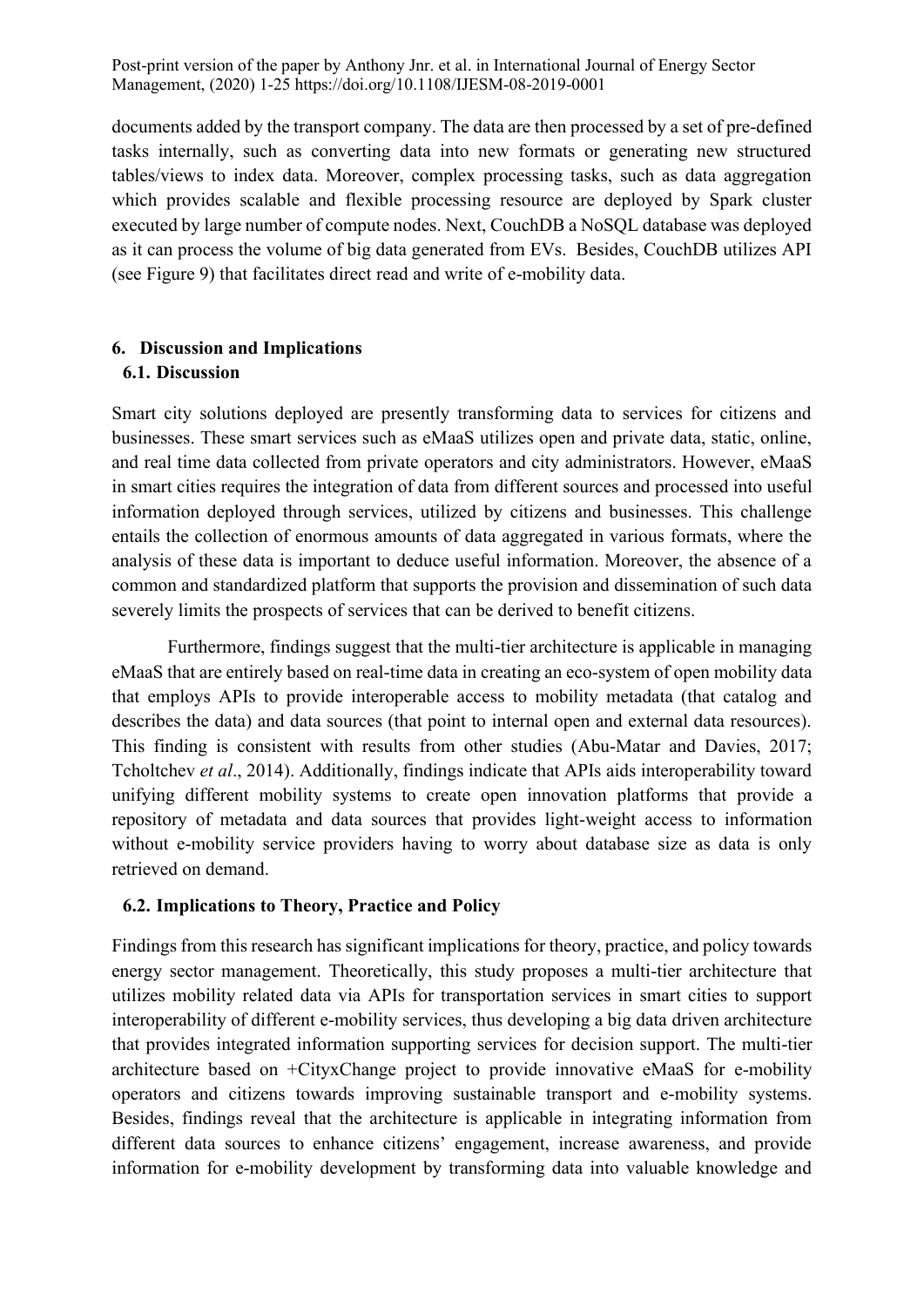documents added by the transport company. The data are then processed by a set of pre-defined tasks internally, such as converting data into new formats or generating new structured tables/views to index data. Moreover, complex processing tasks, such as data aggregation which provides scalable and flexible processing resource are deployed by Spark cluster executed by large number of compute nodes. Next, CouchDB a NoSQL database was deployed as it can process the volume of big data generated from EVs. Besides, CouchDB utilizes API (see Figure 9) that facilitates direct read and write of e-mobility data.

## 6. Discussion and Implications

### 6.1. Discussion

Smart city solutions deployed are presently transforming data to services for citizens and businesses. These smart services such as eMaaS utilizes open and private data, static, online, and real time data collected from private operators and city administrators. However, eMaaS in smart cities requires the integration of data from different sources and processed into useful information deployed through services, utilized by citizens and businesses. This challenge entails the collection of enormous amounts of data aggregated in various formats, where the analysis of these data is important to deduce useful information. Moreover, the absence of a common and standardized platform that supports the provision and dissemination of such data severely limits the prospects of services that can be derived to benefit citizens.

Furthermore, findings suggest that the multi-tier architecture is applicable in managing eMaaS that are entirely based on real-time data in creating an eco-system of open mobility data that employs APIs to provide interoperable access to mobility metadata (that catalog and describes the data) and data sources (that point to internal open and external data resources). This finding is consistent with results from other studies (Abu-Matar and Davies, 2017; Tcholtchev *et al*., 2014). Additionally, findings indicate that APIs aids interoperability toward unifying different mobility systems to create open innovation platforms that provide a repository of metadata and data sources that provides light-weight access to information without e-mobility service providers having to worry about database size as data is only retrieved on demand.

### 6.2. Implications to Theory, Practice and Policy

Findings from this research has significant implications for theory, practice, and policy towards energy sector management. Theoretically, this study proposes a multi-tier architecture that utilizes mobility related data via APIs for transportation services in smart cities to support interoperability of different e-mobility services, thus developing a big data driven architecture that provides integrated information supporting services for decision support. The multi-tier architecture based on +CityxChange project to provide innovative eMaaS for e-mobility operators and citizens towards improving sustainable transport and e-mobility systems. Besides, findings reveal that the architecture is applicable in integrating information from different data sources to enhance citizens' engagement, increase awareness, and provide information for e-mobility development by transforming data into valuable knowledge and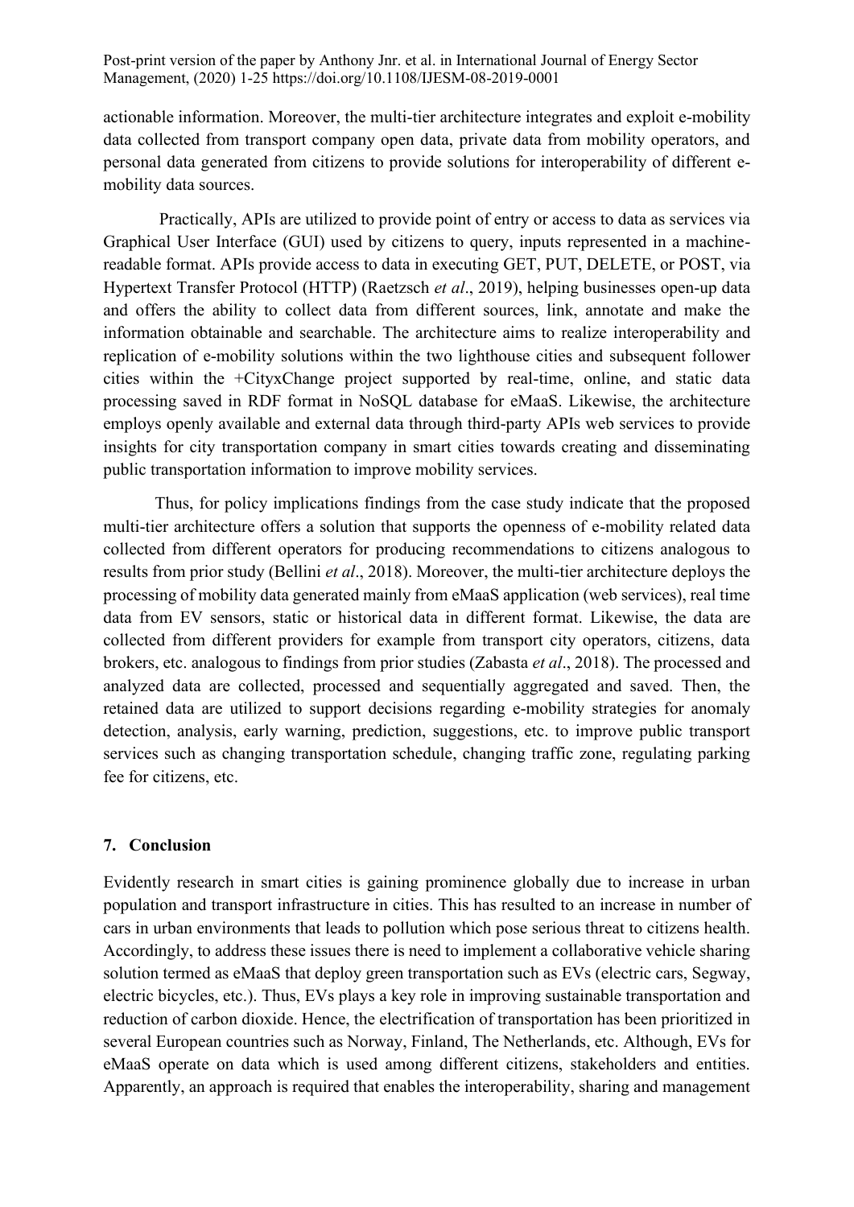actionable information. Moreover, the multi-tier architecture integrates and exploit e-mobility data collected from transport company open data, private data from mobility operators, and personal data generated from citizens to provide solutions for interoperability of different e-mobility data sources.

Practically, APIs are utilized to provide point of entry or access to data as services via Graphical User Interface (GUI) used by citizens to query, inputs represented in a machine-readable format. APIs provide access to data in executing GET, PUT, DELETE, or POST, via Hypertext Transfer Protocol (HTTP) (Raetzsch *et al*., 2019), helping businesses open-up data and offers the ability to collect data from different sources, link, annotate and make the information obtainable and searchable. The architecture aims to realize interoperability and replication of e-mobility solutions within the two lighthouse cities and subsequent follower cities within the +CityxChange project supported by real-time, online, and static data processing saved in RDF format in NoSQL database for eMaaS. Likewise, the architecture employs openly available and external data through third-party APIs web services to provide insights for city transportation company in smart cities towards creating and disseminating public transportation information to improve mobility services.

Thus, for policy implications findings from the case study indicate that the proposed multi-tier architecture offers a solution that supports the openness of e-mobility related data collected from different operators for producing recommendations to citizens analogous to results from prior study (Bellini *et al*., 2018). Moreover, the multi-tier architecture deploys the processing of mobility data generated mainly from eMaaS application (web services), real time data from EV sensors, static or historical data in different format. Likewise, the data are collected from different providers for example from transport city operators, citizens, data brokers, etc. analogous to findings from prior studies (Zabasta *et al*., 2018). The processed and analyzed data are collected, processed and sequentially aggregated and saved. Then, the retained data are utilized to support decisions regarding e-mobility strategies for anomaly detection, analysis, early warning, prediction, suggestions, etc. to improve public transport services such as changing transportation schedule, changing traffic zone, regulating parking fee for citizens, etc.

## 7. Conclusion

Evidently research in smart cities is gaining prominence globally due to increase in urban population and transport infrastructure in cities. This has resulted to an increase in number of cars in urban environments that leads to pollution which pose serious threat to citizens health. Accordingly, to address these issues there is need to implement a collaborative vehicle sharing solution termed as eMaaS that deploy green transportation such as EVs (electric cars, Segway, electric bicycles, etc.). Thus, EVs plays a key role in improving sustainable transportation and reduction of carbon dioxide. Hence, the electrification of transportation has been prioritized in several European countries such as Norway, Finland, The Netherlands, etc. Although, EVs for eMaaS operate on data which is used among different citizens, stakeholders and entities. Apparently, an approach is required that enables the interoperability, sharing and management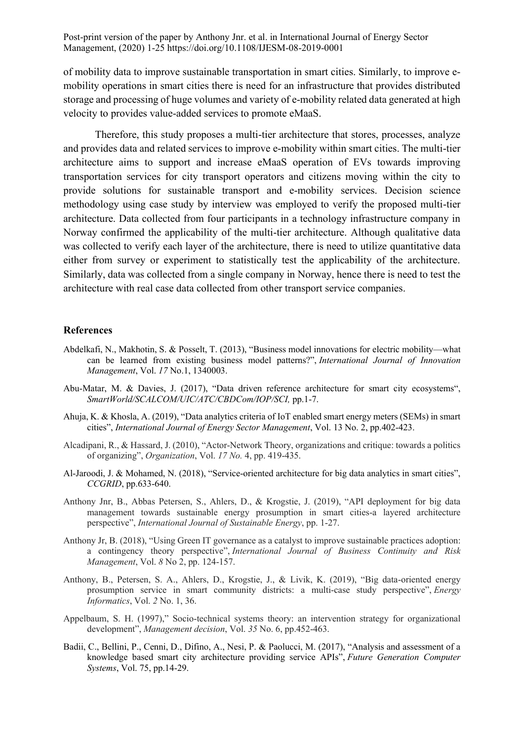of mobility data to improve sustainable transportation in smart cities. Similarly, to improve e-mobility operations in smart cities there is need for an infrastructure that provides distributed storage and processing of huge volumes and variety of e-mobility related data generated at high velocity to provides value-added services to promote eMaaS.

Therefore, this study proposes a multi-tier architecture that stores, processes, analyze and provides data and related services to improve e-mobility within smart cities. The multi-tier architecture aims to support and increase eMaaS operation of EVs towards improving transportation services for city transport operators and citizens moving within the city to provide solutions for sustainable transport and e-mobility services. Decision science methodology using case study by interview was employed to verify the proposed multi-tier architecture. Data collected from four participants in a technology infrastructure company in Norway confirmed the applicability of the multi-tier architecture. Although qualitative data was collected to verify each layer of the architecture, there is need to utilize quantitative data either from survey or experiment to statistically test the applicability of the architecture. Similarly, data was collected from a single company in Norway, hence there is need to test the architecture with real case data collected from other transport service companies.

## References

Abdelkafi, N., Makhotin, S. & Posselt, T. (2013), "Business model innovations for electric mobility—what can be learned from existing business model patterns?", *International Journal of Innovation Management*, Vol. *17* No.1, 1340003.

Abu-Matar, M. & Davies, J. (2017), "Data driven reference architecture for smart city ecosystems", *SmartWorld/SCALCOM/UIC/ATC/CBDCom/IOP/SCI,* pp.1-7.

Ahuja, K. & Khosla, A. (2019), "Data analytics criteria of IoT enabled smart energy meters (SEMs) in smart cities", *International Journal of Energy Sector Management*, Vol. 13 No. 2, pp.402-423.

Alcadipani, R., & Hassard, J. (2010), "Actor-Network Theory, organizations and critique: towards a politics of organizing", *Organization*, Vol. *17 No.* 4, pp. 419-435.

Al-Jaroodi, J. & Mohamed, N. (2018), "Service-oriented architecture for big data analytics in smart cities", *CCGRID*, pp.633-640.

Anthony Jnr, B., Abbas Petersen, S., Ahlers, D., & Krogstie, J. (2019), "API deployment for big data management towards sustainable energy prosumption in smart cities-a layered architecture perspective", *International Journal of Sustainable Energy*, pp. 1-27.

Anthony Jr, B. (2018), "Using Green IT governance as a catalyst to improve sustainable practices adoption: a contingency theory perspective", *International Journal of Business Continuity and Risk Management*, Vol. *8* No 2, pp. 124-157.

Anthony, B., Petersen, S. A., Ahlers, D., Krogstie, J., & Livik, K. (2019), "Big data-oriented energy prosumption service in smart community districts: a multi-case study perspective", *Energy Informatics*, Vol. *2* No. 1, 36.

Appelbaum, S. H. (1997)," Socio-technical systems theory: an intervention strategy for organizational development", *Management decision*, Vol. *35* No. 6, pp.452-463.

Badii, C., Bellini, P., Cenni, D., Difino, A., Nesi, P. & Paolucci, M. (2017), "Analysis and assessment of a knowledge based smart city architecture providing service APIs", *Future Generation Computer Systems*, Vol. 75, pp.14-29.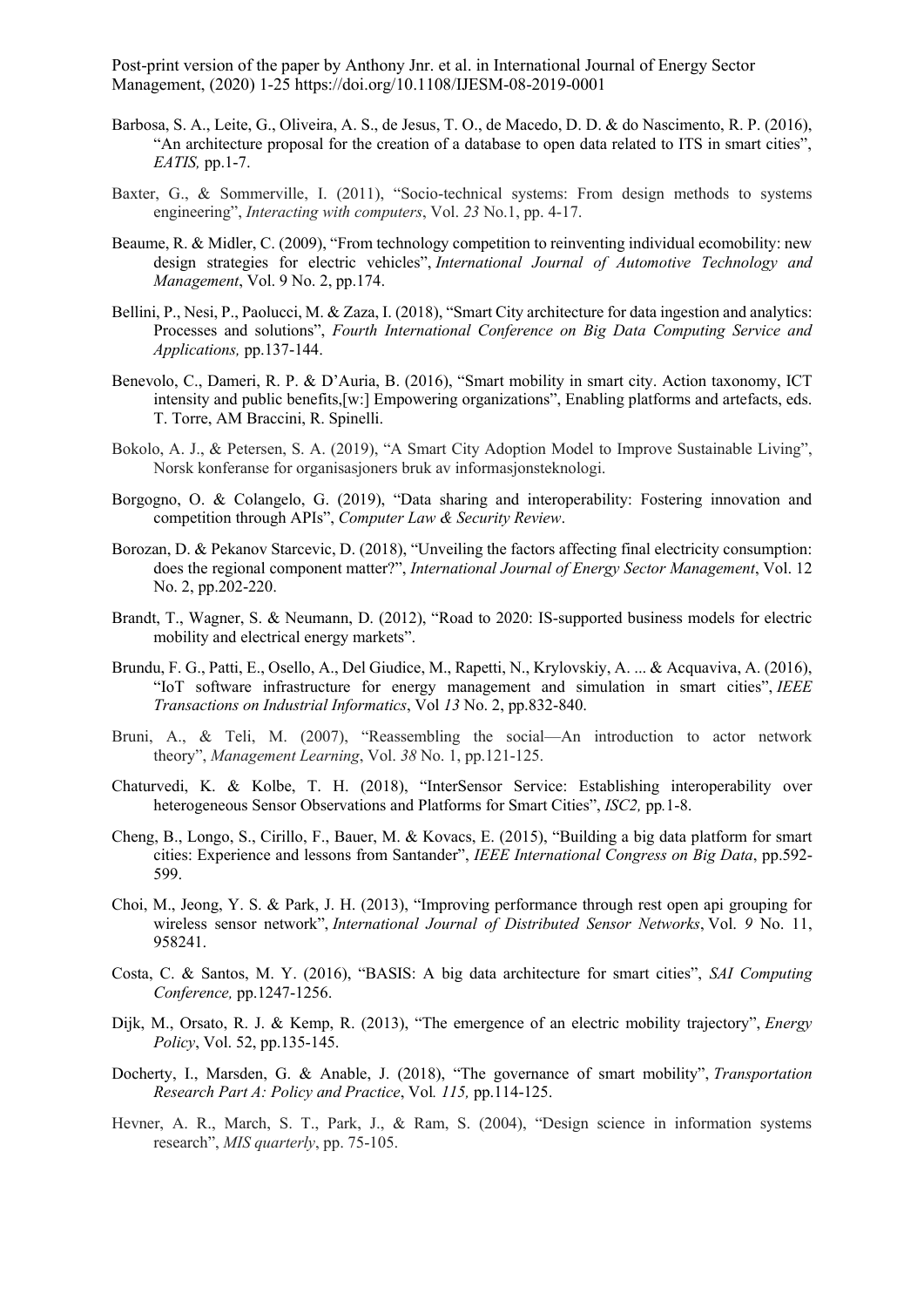Barbosa, S. A., Leite, G., Oliveira, A. S., de Jesus, T. O., de Macedo, D. D. & do Nascimento, R. P. (2016), "An architecture proposal for the creation of a database to open data related to ITS in smart cities", *EATIS,* pp.1-7.

Baxter, G., & Sommerville, I. (2011), "Socio-technical systems: From design methods to systems engineering", *Interacting with computers*, Vol. *23* No.1, pp. 4-17.

Beaume, R. & Midler, C. (2009), "From technology competition to reinventing individual ecomobility: new design strategies for electric vehicles", *International Journal of Automotive Technology and Management*, Vol. 9 No. 2, pp.174.

Bellini, P., Nesi, P., Paolucci, M. & Zaza, I. (2018), "Smart City architecture for data ingestion and analytics: Processes and solutions", *Fourth International Conference on Big Data Computing Service and Applications,* pp.137-144.

Benevolo, C., Dameri, R. P. & D'Auria, B. (2016), "Smart mobility in smart city. Action taxonomy, ICT intensity and public benefits,[w:] Empowering organizations", Enabling platforms and artefacts, eds. T. Torre, AM Braccini, R. Spinelli.

Bokolo, A. J., & Petersen, S. A. (2019), "A Smart City Adoption Model to Improve Sustainable Living", Norsk konferanse for organisasjoners bruk av informasjonsteknologi.

Borgogno, O. & Colangelo, G. (2019), "Data sharing and interoperability: Fostering innovation and competition through APIs", *Computer Law & Security Review*.

Borozan, D. & Pekanov Starcevic, D. (2018), "Unveiling the factors affecting final electricity consumption: does the regional component matter?", *International Journal of Energy Sector Management*, Vol. 12 No. 2, pp.202-220.

Brandt, T., Wagner, S. & Neumann, D. (2012), "Road to 2020: IS-supported business models for electric mobility and electrical energy markets".

Brundu, F. G., Patti, E., Osello, A., Del Giudice, M., Rapetti, N., Krylovskiy, A. ... & Acquaviva, A. (2016), "IoT software infrastructure for energy management and simulation in smart cities", *IEEE Transactions on Industrial Informatics*, Vol *13* No. 2, pp.832-840.

Bruni, A., & Teli, M. (2007), "Reassembling the social—An introduction to actor network theory", *Management Learning*, Vol. *38* No. 1, pp.121-125.

Chaturvedi, K. & Kolbe, T. H. (2018), "InterSensor Service: Establishing interoperability over heterogeneous Sensor Observations and Platforms for Smart Cities", *ISC2,* pp*.*1-8.

Cheng, B., Longo, S., Cirillo, F., Bauer, M. & Kovacs, E. (2015), "Building a big data platform for smart cities: Experience and lessons from Santander", *IEEE International Congress on Big Data*, pp.592-599.

Choi, M., Jeong, Y. S. & Park, J. H. (2013), "Improving performance through rest open api grouping for wireless sensor network", *International Journal of Distributed Sensor Networks*, Vol. *9* No. 11, 958241.

Costa, C. & Santos, M. Y. (2016), "BASIS: A big data architecture for smart cities", *SAI Computing Conference,* pp.1247-1256.

Dijk, M., Orsato, R. J. & Kemp, R. (2013), "The emergence of an electric mobility trajectory", *Energy Policy*, Vol. 52, pp.135-145.

Docherty, I., Marsden, G. & Anable, J. (2018), "The governance of smart mobility", *Transportation Research Part A: Policy and Practice*, Vol*. 115,* pp.114-125.

Hevner, A. R., March, S. T., Park, J., & Ram, S. (2004), "Design science in information systems research", *MIS quarterly*, pp. 75-105.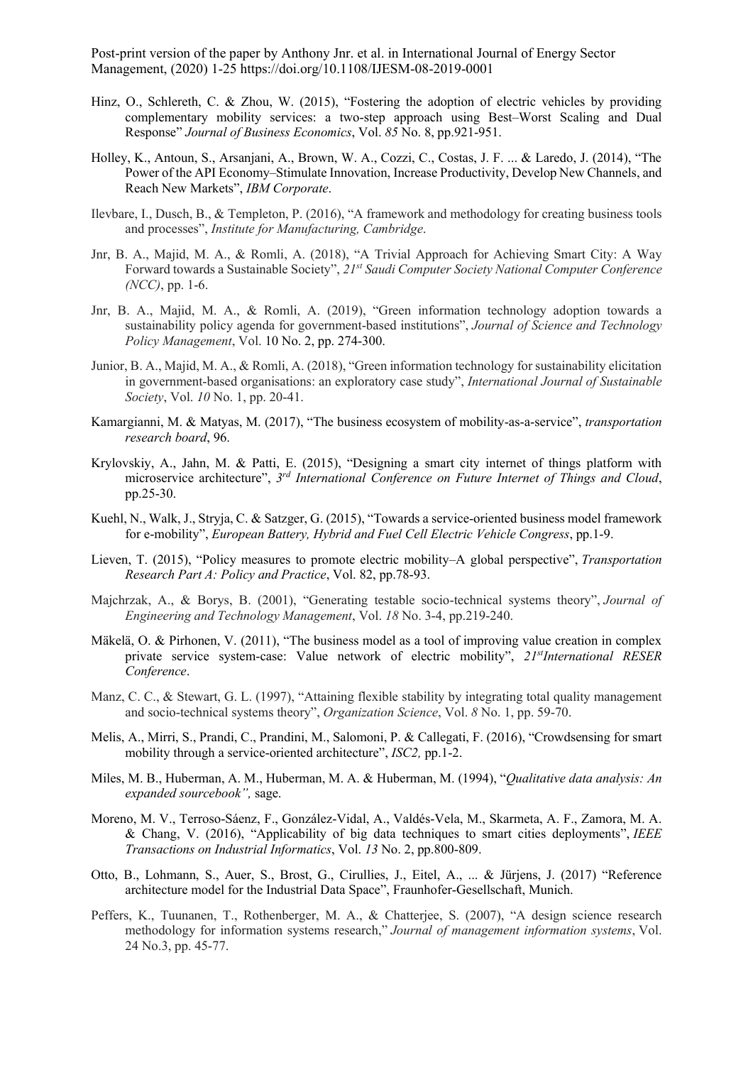Hinz, O., Schlereth, C. & Zhou, W. (2015), "Fostering the adoption of electric vehicles by providing complementary mobility services: a two-step approach using Best–Worst Scaling and Dual Response" *Journal of Business Economics*, Vol. *85* No. 8, pp.921-951.

Holley, K., Antoun, S., Arsanjani, A., Brown, W. A., Cozzi, C., Costas, J. F. ... & Laredo, J. (2014), "The Power of the API Economy–Stimulate Innovation, Increase Productivity, Develop New Channels, and Reach New Markets", *IBM Corporate*.

Ilevbare, I., Dusch, B., & Templeton, P. (2016), "A framework and methodology for creating business tools and processes", *Institute for Manufacturing, Cambridge*.

Jnr, B. A., Majid, M. A., & Romli, A. (2018), "A Trivial Approach for Achieving Smart City: A Way Forward towards a Sustainable Society", *21st Saudi Computer Society National Computer Conference (NCC)*, pp. 1-6.

Jnr, B. A., Majid, M. A., & Romli, A. (2019), "Green information technology adoption towards a sustainability policy agenda for government-based institutions", *Journal of Science and Technology Policy Management*, Vol. 10 No. 2, pp. 274-300.

Junior, B. A., Majid, M. A., & Romli, A. (2018), "Green information technology for sustainability elicitation in government-based organisations: an exploratory case study", *International Journal of Sustainable Society*, Vol. *10* No. 1, pp. 20-41.

Kamargianni, M. & Matyas, M. (2017), "The business ecosystem of mobility-as-a-service", *transportation research board*, 96.

Krylovskiy, A., Jahn, M. & Patti, E. (2015), "Designing a smart city internet of things platform with microservice architecture", *3rd International Conference on Future Internet of Things and Cloud*, pp.25-30.

Kuehl, N., Walk, J., Stryja, C. & Satzger, G. (2015), "Towards a service-oriented business model framework for e-mobility", *European Battery, Hybrid and Fuel Cell Electric Vehicle Congress*, pp.1-9.

Lieven, T. (2015), "Policy measures to promote electric mobility–A global perspective", *Transportation Research Part A: Policy and Practice*, Vol. 82, pp.78-93.

Majchrzak, A., & Borys, B. (2001), "Generating testable socio-technical systems theory", *Journal of Engineering and Technology Management*, Vol. *18* No. 3-4, pp.219-240.

Mäkelä, O. & Pirhonen, V. (2011), "The business model as a tool of improving value creation in complex private service system-case: Value network of electric mobility", *21stInternational RESER Conference*.

Manz, C. C., & Stewart, G. L. (1997), "Attaining flexible stability by integrating total quality management and socio-technical systems theory", *Organization Science*, Vol. *8* No. 1, pp. 59-70.

Melis, A., Mirri, S., Prandi, C., Prandini, M., Salomoni, P. & Callegati, F. (2016), "Crowdsensing for smart mobility through a service-oriented architecture", *ISC2,* pp.1-2.

Miles, M. B., Huberman, A. M., Huberman, M. A. & Huberman, M. (1994), "*Qualitative data analysis: An expanded sourcebook",* sage.

Moreno, M. V., Terroso-Sáenz, F., González-Vidal, A., Valdés-Vela, M., Skarmeta, A. F., Zamora, M. A. & Chang, V. (2016), "Applicability of big data techniques to smart cities deployments", *IEEE Transactions on Industrial Informatics*, Vol. *13* No. 2, pp.800-809.

Otto, B., Lohmann, S., Auer, S., Brost, G., Cirullies, J., Eitel, A., ... & Jürjens, J. (2017) "Reference architecture model for the Industrial Data Space", Fraunhofer-Gesellschaft, Munich.

Peffers, K., Tuunanen, T., Rothenberger, M. A., & Chatterjee, S. (2007), "A design science research methodology for information systems research," *Journal of management information systems*, Vol. 24 No.3, pp. 45-77.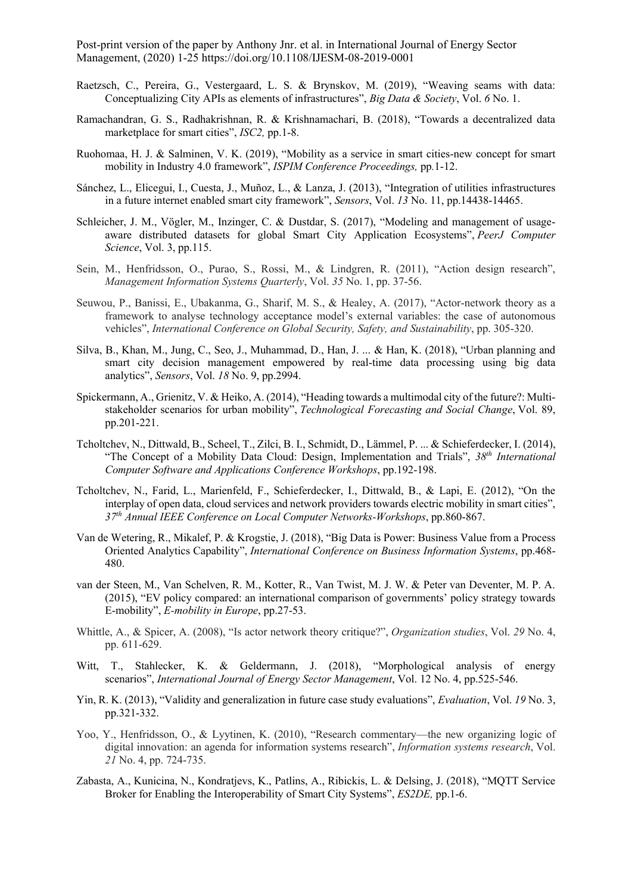Raetzsch, C., Pereira, G., Vestergaard, L. S. & Brynskov, M. (2019), "Weaving seams with data: Conceptualizing City APIs as elements of infrastructures", *Big Data & Society*, Vol. *6* No. 1.

Ramachandran, G. S., Radhakrishnan, R. & Krishnamachari, B. (2018), "Towards a decentralized data marketplace for smart cities", *ISC2,* pp.1-8.

Ruohomaa, H. J. & Salminen, V. K. (2019), "Mobility as a service in smart cities-new concept for smart mobility in Industry 4.0 framework", *ISPIM Conference Proceedings,* pp.1-12.

Sánchez, L., Elicegui, I., Cuesta, J., Muñoz, L., & Lanza, J. (2013), "Integration of utilities infrastructures in a future internet enabled smart city framework", *Sensors*, Vol. *13* No. 11, pp.14438-14465.

Schleicher, J. M., Vögler, M., Inzinger, C. & Dustdar, S. (2017), "Modeling and management of usage-aware distributed datasets for global Smart City Application Ecosystems", *PeerJ Computer Science*, Vol. 3, pp.115.

Sein, M., Henfridsson, O., Purao, S., Rossi, M., & Lindgren, R. (2011), "Action design research", *Management Information Systems Quarterly*, Vol. *35* No. 1, pp. 37-56.

Seuwou, P., Banissi, E., Ubakanma, G., Sharif, M. S., & Healey, A. (2017), "Actor-network theory as a framework to analyse technology acceptance model's external variables: the case of autonomous vehicles", *International Conference on Global Security, Safety, and Sustainability*, pp. 305-320.

Silva, B., Khan, M., Jung, C., Seo, J., Muhammad, D., Han, J. ... & Han, K. (2018), "Urban planning and smart city decision management empowered by real-time data processing using big data analytics", *Sensors*, Vol. *18* No. 9, pp.2994.

Spickermann, A., Grienitz, V. & Heiko, A. (2014), "Heading towards a multimodal city of the future?: Multi-stakeholder scenarios for urban mobility", *Technological Forecasting and Social Change*, Vol. 89, pp.201-221.

Tcholtchev, N., Dittwald, B., Scheel, T., Zilci, B. I., Schmidt, D., Lämmel, P. ... & Schieferdecker, I. (2014), "The Concept of a Mobility Data Cloud: Design, Implementation and Trials", *38th International Computer Software and Applications Conference Workshops*, pp.192-198.

Tcholtchev, N., Farid, L., Marienfeld, F., Schieferdecker, I., Dittwald, B., & Lapi, E. (2012), "On the interplay of open data, cloud services and network providers towards electric mobility in smart cities", *37th Annual IEEE Conference on Local Computer Networks-Workshops*, pp.860-867.

Van de Wetering, R., Mikalef, P. & Krogstie, J. (2018), "Big Data is Power: Business Value from a Process Oriented Analytics Capability", *International Conference on Business Information Systems*, pp.468-480.

van der Steen, M., Van Schelven, R. M., Kotter, R., Van Twist, M. J. W. & Peter van Deventer, M. P. A. (2015), "EV policy compared: an international comparison of governments' policy strategy towards E-mobility", *E-mobility in Europe*, pp.27-53.

Whittle, A., & Spicer, A. (2008), "Is actor network theory critique?", *Organization studies*, Vol. *29* No. 4, pp. 611-629.

Witt, T., Stahlecker, K. & Geldermann, J. (2018), "Morphological analysis of energy scenarios", *International Journal of Energy Sector Management*, Vol. 12 No. 4, pp.525-546.

Yin, R. K. (2013), "Validity and generalization in future case study evaluations", *Evaluation*, Vol. *19* No. 3, pp.321-332.

Yoo, Y., Henfridsson, O., & Lyytinen, K. (2010), "Research commentary—the new organizing logic of digital innovation: an agenda for information systems research", *Information systems research*, Vol. *21* No. 4, pp. 724-735.

Zabasta, A., Kunicina, N., Kondratjevs, K., Patlins, A., Ribickis, L. & Delsing, J. (2018), "MQTT Service Broker for Enabling the Interoperability of Smart City Systems", *ES2DE,* pp.1-6.